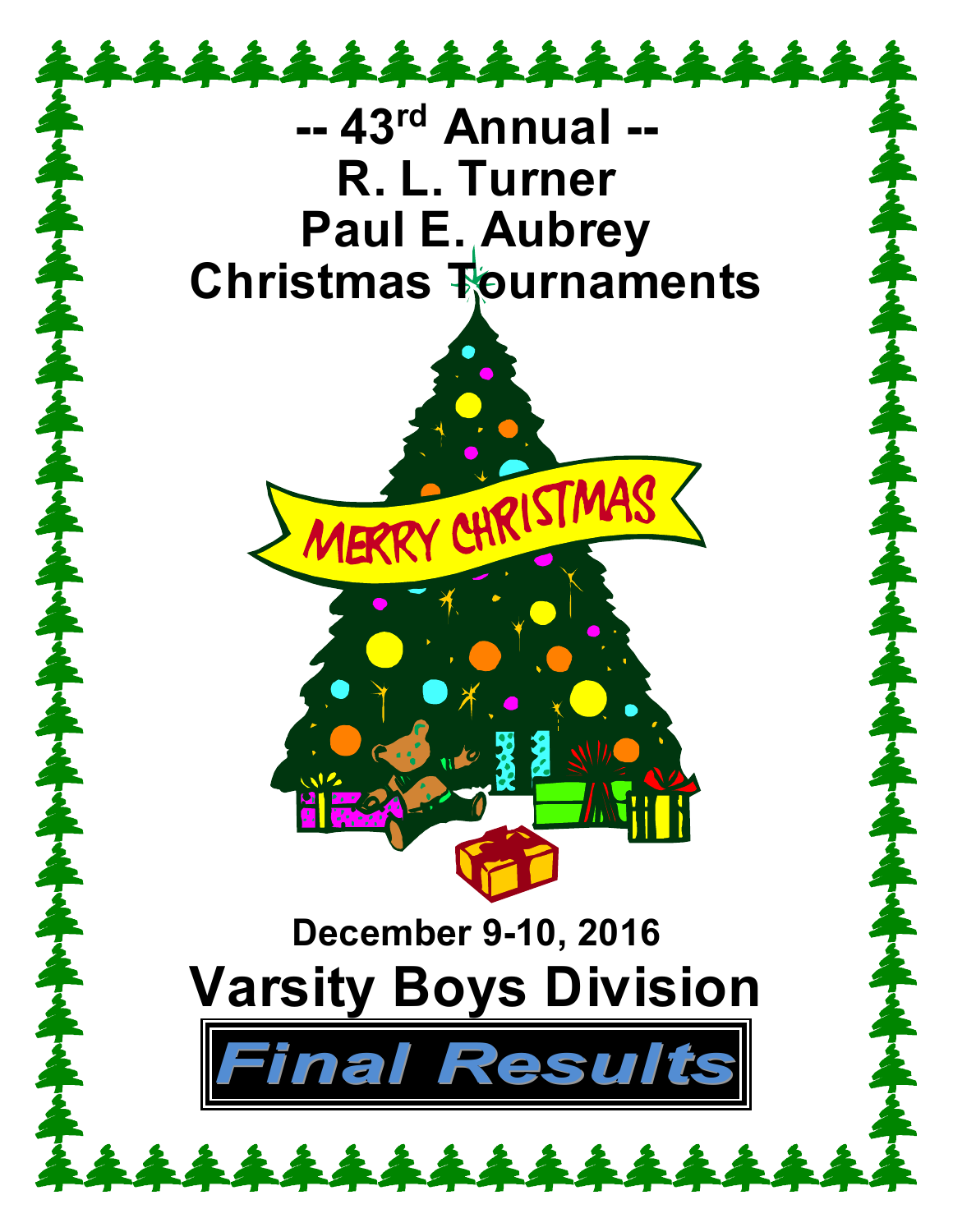# -- 43rd Annual --
# R. L. Turner
# Paul E. Aubrey
# Christmas Tournaments

MERRY CHRISTMAS

## December 9-10, 2016

# Varsity Boys Division

## *Final Results*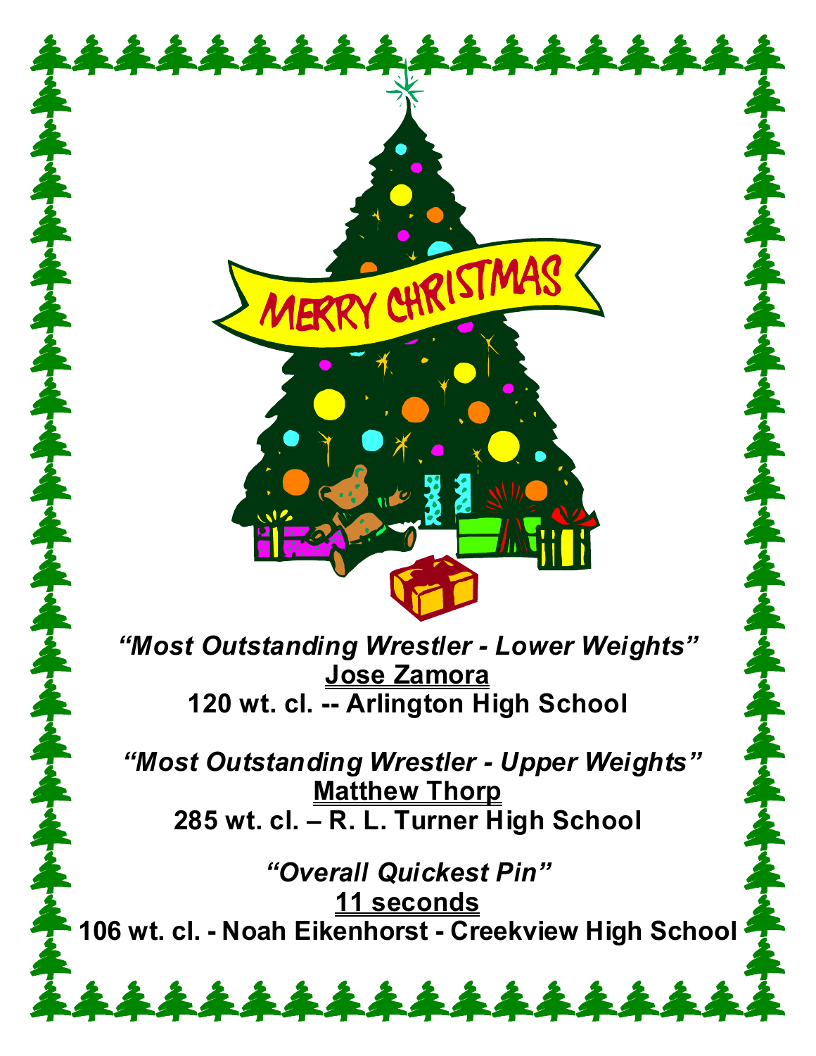MERRY CHRISTMAS

***"Most Outstanding Wrestler - Lower Weights"***

**Jose Zamora**

**120 wt. cl. -- Arlington High School**

***"Most Outstanding Wrestler - Upper Weights"***

**Matthew Thorp**

**285 wt. cl. – R. L. Turner High School**

***"Overall Quickest Pin"***

**11 seconds**

**106 wt. cl. - Noah Eikenhorst - Creekview High School**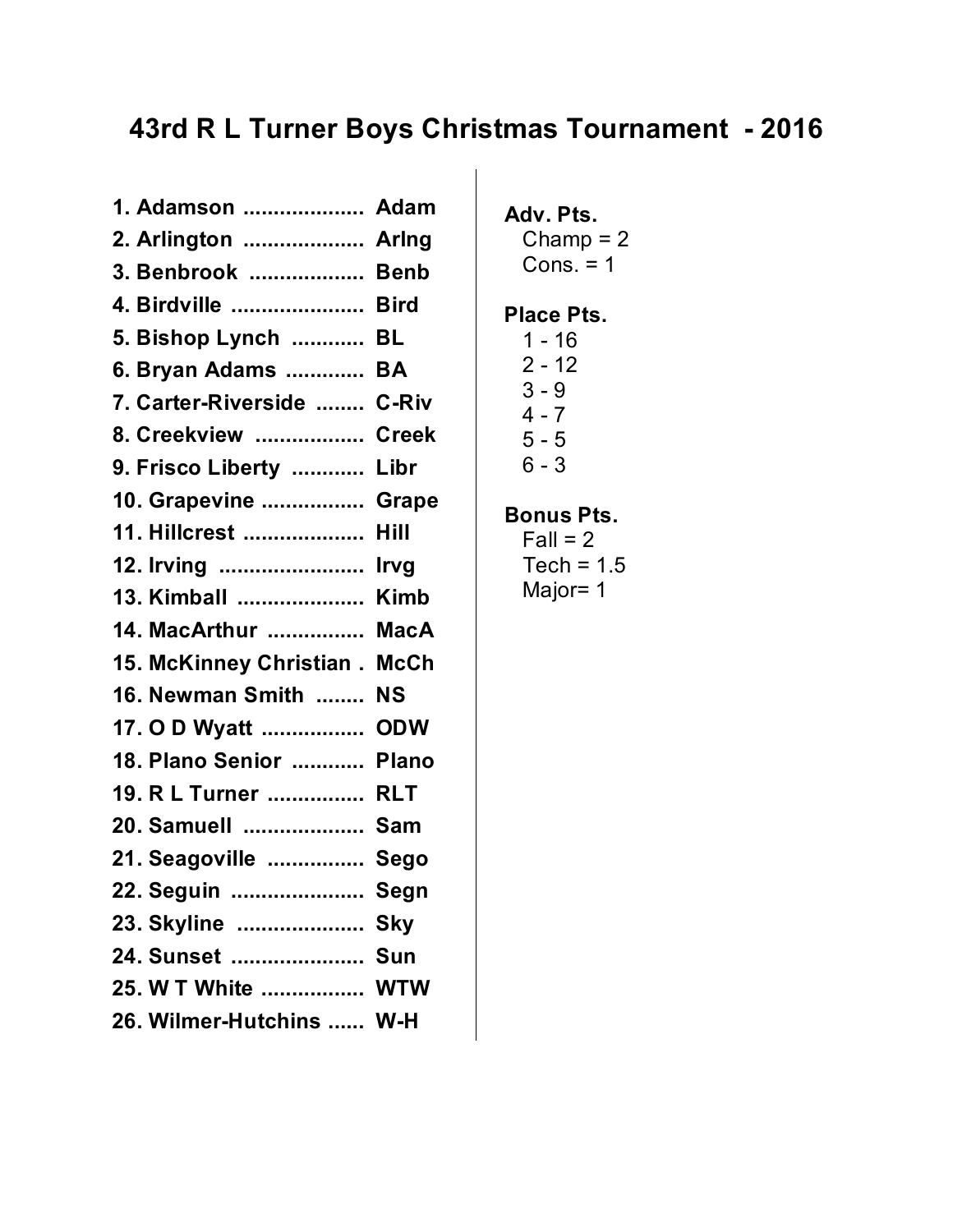# 43rd R L Turner Boys Christmas Tournament - 2016

**1. Adamson .................... Adam**
**2. Arlington .................... Arlng**
**3. Benbrook ................... Benb**
**4. Birdville ...................... Bird**
**5. Bishop Lynch ............ BL**
**6. Bryan Adams ............. BA**
**7. Carter-Riverside ........ C-Riv**
**8. Creekview .................. Creek**
**9. Frisco Liberty ............ Libr**
**10. Grapevine ................. Grape**
**11. Hillcrest .................... Hill**
**12. Irvg ........................ Irvg**
**13. Kimball ..................... Kimb**
**14. MacArthur ................ MacA**
**15. McKinney Christian . McCh**
**16. Newman Smith ........ NS**
**17. O D Wyatt ................. ODW**
**18. Plano Senior ............ Plano**
**19. R L Turner ................ RLT**
**20. Samuell .................... Sam**
**21. Seagoville ................ Sego**
**22. Seguin ...................... Segn**
**23. Skyline ..................... Sky**
**24. Sunset ...................... Sun**
**25. W T White ................. WTW**
**26. Wilmer-Hutchins ...... W-H**

**Adv. Pts.**
Champ = 2
Cons. = 1

**Place Pts.**
1 - 16
2 - 12
3 - 9
4 - 7
5 - 5
6 - 3

**Bonus Pts.**
Fall = 2
Tech = 1.5
Major= 1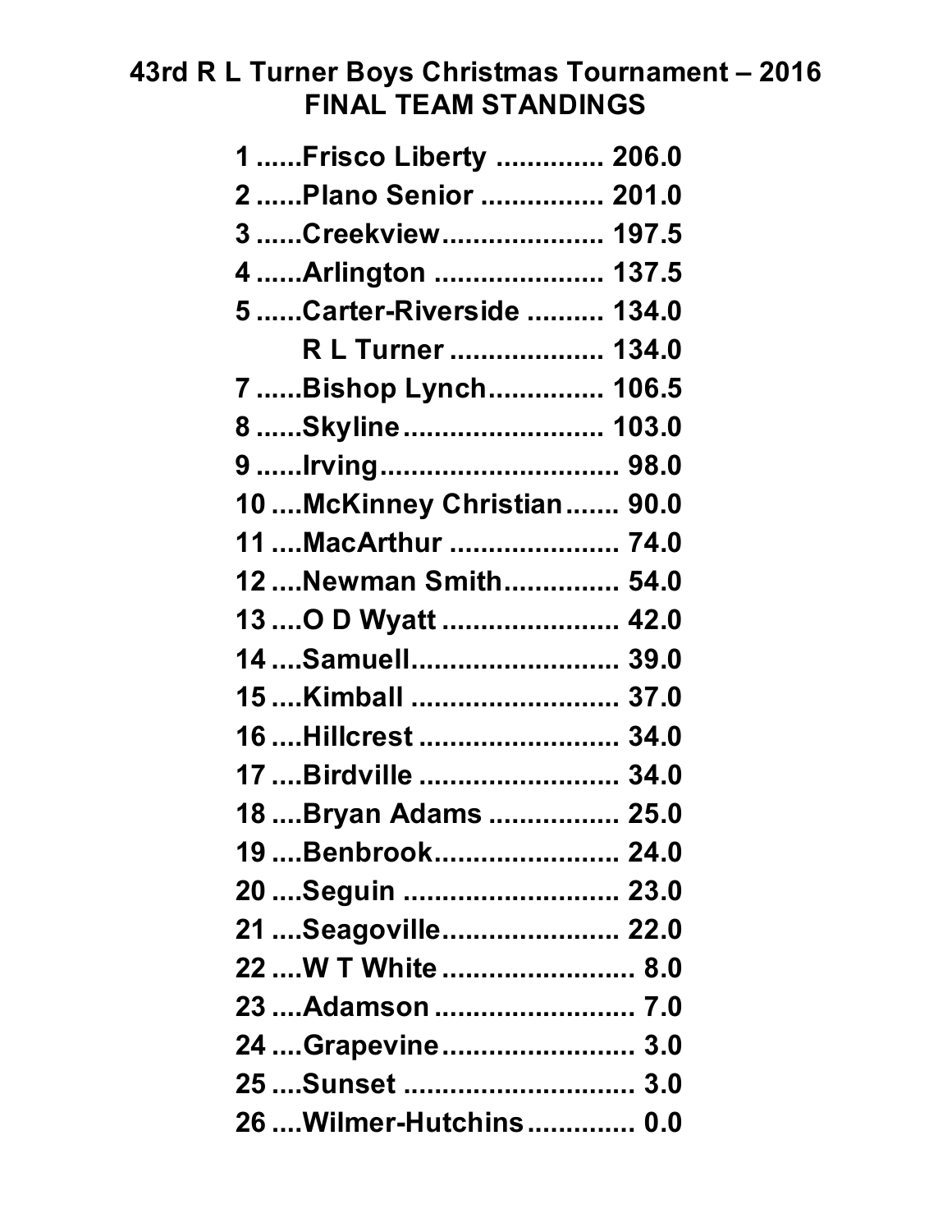# 43rd R L Turner Boys Christmas Tournament – 2016

## FINAL TEAM STANDINGS

| Place | Team | Points |
|---|---|---|
| 1 | Frisco Liberty | 206.0 |
| 2 | Plano Senior | 201.0 |
| 3 | Creekview | 197.5 |
| 4 | Arlington | 137.5 |
| 5 | Carter-Riverside | 134.0 |
| | R L Turner | 134.0 |
| 7 | Bishop Lynch | 106.5 |
| 8 | Skyline | 103.0 |
| 9 | Irving | 98.0 |
| 10 | McKinney Christian | 90.0 |
| 11 | MacArthur | 74.0 |
| 12 | Newman Smith | 54.0 |
| 13 | O D Wyatt | 42.0 |
| 14 | Samuell | 39.0 |
| 15 | Kimball | 37.0 |
| 16 | Hillcrest | 34.0 |
| 17 | Birdville | 34.0 |
| 18 | Bryan Adams | 25.0 |
| 19 | Benbrook | 24.0 |
| 20 | Seguin | 23.0 |
| 21 | Seagoville | 22.0 |
| 22 | W T White | 8.0 |
| 23 | Adamson | 7.0 |
| 24 | Grapevine | 3.0 |
| 25 | Sunset | 3.0 |
| 26 | Wilmer-Hutchins | 0.0 |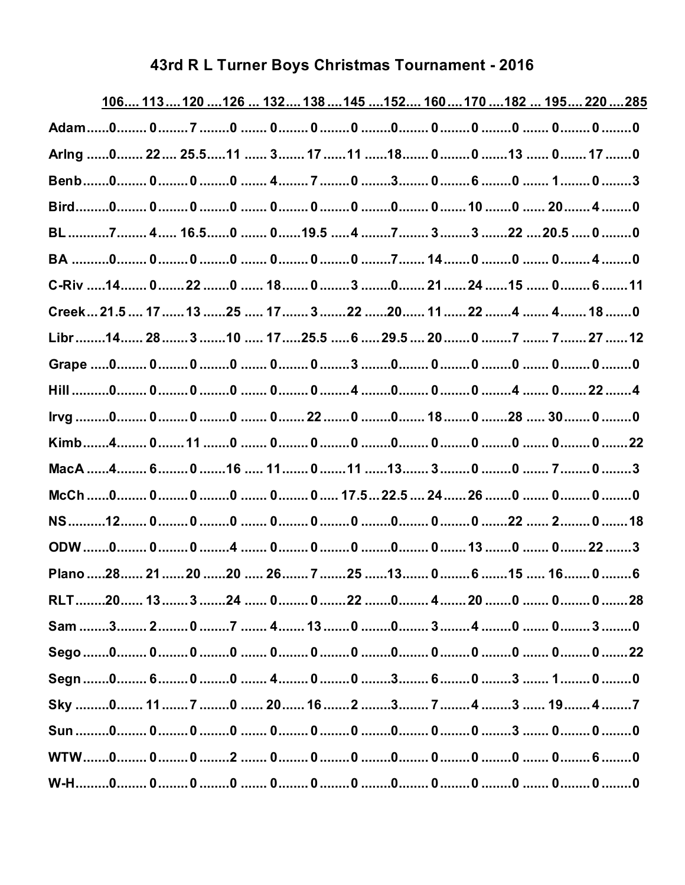# 43rd R L Turner Boys Christmas Tournament - 2016

| | 106 | 113 | 120 | 126 | 132 | 138 | 145 | 152 | 160 | 170 | 182 | 195 | 220 | 285 |
|---|---|---|---|---|---|---|---|---|---|---|---|---|---|---|
| Adam | 0 | 0 | 7 | 0 | 0 | 0 | 0 | 0 | 0 | 0 | 0 | 0 | 0 | 0 |
| Arlng | 0 | 22 | 25.5 | 11 | 3 | 17 | 11 | 18 | 0 | 0 | 13 | 0 | 17 | 0 |
| Benb | 0 | 0 | 0 | 0 | 4 | 7 | 0 | 3 | 0 | 6 | 0 | 1 | 0 | 3 |
| Bird | 0 | 0 | 0 | 0 | 0 | 0 | 0 | 0 | 0 | 10 | 0 | 20 | 4 | 0 |
| BL | 7 | 4 | 16.5 | 0 | 0 | 19.5 | 4 | 7 | 3 | 3 | 22 | 20.5 | 0 | 0 |
| BA | 0 | 0 | 0 | 0 | 0 | 0 | 0 | 7 | 14 | 0 | 0 | 0 | 4 | 0 |
| C-Riv | 14 | 0 | 22 | 0 | 18 | 0 | 3 | 0 | 21 | 24 | 15 | 0 | 6 | 11 |
| Creek | 21.5 | 17 | 13 | 25 | 17 | 3 | 22 | 20 | 11 | 22 | 4 | 4 | 18 | 0 |
| Libr | 14 | 28 | 3 | 10 | 17 | 25.5 | 6 | 29.5 | 20 | 0 | 7 | 7 | 27 | 12 |
| Grape | 0 | 0 | 0 | 0 | 0 | 0 | 3 | 0 | 0 | 0 | 0 | 0 | 0 | 0 |
| Hill | 0 | 0 | 0 | 0 | 0 | 0 | 4 | 0 | 0 | 0 | 4 | 0 | 22 | 4 |
| Irvg | 0 | 0 | 0 | 0 | 0 | 22 | 0 | 0 | 18 | 0 | 28 | 30 | 0 | 0 |
| Kimb | 4 | 0 | 11 | 0 | 0 | 0 | 0 | 0 | 0 | 0 | 0 | 0 | 0 | 22 |
| MacA | 4 | 6 | 0 | 16 | 11 | 0 | 11 | 13 | 3 | 0 | 0 | 7 | 0 | 3 |
| McCh | 0 | 0 | 0 | 0 | 0 | 0 | 17.5 | 22.5 | 24 | 26 | 0 | 0 | 0 | 0 |
| NS | 12 | 0 | 0 | 0 | 0 | 0 | 0 | 0 | 0 | 0 | 22 | 2 | 0 | 18 |
| ODW | 0 | 0 | 0 | 4 | 0 | 0 | 0 | 0 | 0 | 13 | 0 | 0 | 22 | 3 |
| Plano | 28 | 21 | 20 | 20 | 26 | 7 | 25 | 13 | 0 | 6 | 15 | 16 | 0 | 6 |
| RLT | 20 | 13 | 3 | 24 | 0 | 0 | 22 | 0 | 4 | 20 | 0 | 0 | 0 | 28 |
| Sam | 3 | 2 | 0 | 7 | 4 | 13 | 0 | 0 | 3 | 4 | 0 | 0 | 3 | 0 |
| Sego | 0 | 0 | 0 | 0 | 0 | 0 | 0 | 0 | 0 | 0 | 0 | 0 | 0 | 22 |
| Segn | 0 | 6 | 0 | 0 | 4 | 0 | 0 | 3 | 6 | 0 | 3 | 1 | 0 | 0 |
| Sky | 0 | 11 | 7 | 0 | 20 | 16 | 2 | 3 | 7 | 4 | 3 | 19 | 4 | 7 |
| Sun | 0 | 0 | 0 | 0 | 0 | 0 | 0 | 0 | 0 | 0 | 3 | 0 | 0 | 0 |
| WTW | 0 | 0 | 0 | 2 | 0 | 0 | 0 | 0 | 0 | 0 | 0 | 0 | 6 | 0 |
| W-H | 0 | 0 | 0 | 0 | 0 | 0 | 0 | 0 | 0 | 0 | 0 | 0 | 0 | 0 |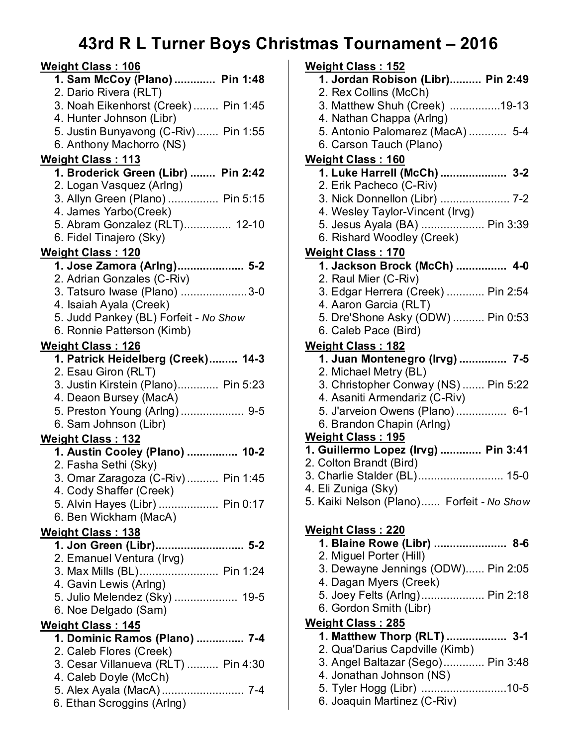# 43rd R L Turner Boys Christmas Tournament – 2016

**Weight Class : 106**

**1. Sam McCoy (Plano) ............. Pin 1:48**
2. Dario Rivera (RLT)
3. Noah Eikenhorst (Creek) ........ Pin 1:45
4. Hunter Johnson (Libr)
5. Justin Bunyavong (C-Riv) ....... Pin 1:55
6. Anthony Machorro (NS)

**Weight Class : 113**

**1. Broderick Green (Libr) ........ Pin 2:42**
2. Logan Vasquez (Arlng)
3. Allyn Green (Plano) ................ Pin 5:15
4. James Yarbo(Creek)
5. Abram Gonzalez (RLT)............... 12-10
6. Fidel Tinajero (Sky)

**Weight Class : 120**

**1. Jose Zamora (Arlng)..................... 5-2**
2. Adrian Gonzales (C-Riv)
3. Tatsuro Iwase (Plano) .....................3-0
4. Isaiah Ayala (Creek)
5. Judd Pankey (BL) Forfeit - *No Show*
6. Ronnie Patterson (Kimb)

**Weight Class : 126**

**1. Patrick Heidelberg (Creek)......... 14-3**
2. Esau Giron (RLT)
3. Justin Kirstein (Plano)............. Pin 5:23
4. Deaon Bursey (MacA)
5. Preston Young (Arlng) .................... 9-5
6. Sam Johnson (Libr)

**Weight Class : 132**

**1. Austin Cooley (Plano) ................ 10-2**
2. Fasha Sethi (Sky)
3. Omar Zaragoza (C-Riv) .......... Pin 1:45
4. Cody Shaffer (Creek)
5. Alvin Hayes (Libr) .................. Pin 0:17
6. Ben Wickham (MacA)

**Weight Class : 138**

**1. Jon Green (Libr)............................ 5-2**
2. Emanuel Ventura (Irvg)
3. Max Mills (BL)......................... Pin 1:24
4. Gavin Lewis (Arlng)
5. Julio Melendez (Sky) .................... 19-5
6. Noe Delgado (Sam)

**Weight Class : 145**

**1. Dominic Ramos (Plano) ............... 7-4**
2. Caleb Flores (Creek)
3. Cesar Villanueva (RLT) .......... Pin 4:30
4. Caleb Doyle (McCh)
5. Alex Ayala (MacA).......................... 7-4
6. Ethan Scroggins (Arlng)

**Weight Class : 152**

**1. Jordan Robison (Libr).......... Pin 2:49**
2. Rex Collins (McCh)
3. Matthew Shuh (Creek) ................19-13
4. Nathan Chappa (Arlng)
5. Antonio Palomarez (MacA) ............ 5-4
6. Carson Tauch (Plano)

**Weight Class : 160**

**1. Luke Harrell (McCh) ..................... 3-2**
2. Erik Pacheco (C-Riv)
3. Nick Donnellon (Libr) ...................... 7-2
4. Wesley Taylor-Vincent (Irvg)
5. Jesus Ayala (BA) .................... Pin 3:39
6. Rishard Woodley (Creek)

**Weight Class : 170**

**1. Jackson Brock (McCh) ................ 4-0**
2. Raul Mier (C-Riv)
3. Edgar Herrera (Creek) ............ Pin 2:54
4. Aaron Garcia (RLT)
5. Dre'Shone Asky (ODW) .......... Pin 0:53
6. Caleb Pace (Bird)

**Weight Class : 182**

**1. Juan Montenegro (Irvg) ............... 7-5**
2. Michael Metry (BL)
3. Christopher Conway (NS) ....... Pin 5:22
4. Asaniti Armendariz (C-Riv)
5. J'arveion Owens (Plano) ................ 6-1
6. Brandon Chapin (Arlng)

**Weight Class : 195**

**1. Guillermo Lopez (Irvg) ............. Pin 3:41**
2. Colton Brandt (Bird)
3. Charlie Stalder (BL)........................... 15-0
4. Eli Zuniga (Sky)
5. Kaiki Nelson (Plano)...... Forfeit - *No Show*

**Weight Class : 220**

**1. Blaine Rowe (Libr) ....................... 8-6**
2. Miguel Porter (Hill)
3. Dewayne Jennings (ODW)...... Pin 2:05
4. Dagan Myers (Creek)
5. Joey Felts (Arlng).................... Pin 2:18
6. Gordon Smith (Libr)

**Weight Class : 285**

**1. Matthew Thorp (RLT) ................... 3-1**
2. Qua'Darius Capdville (Kimb)
3. Angel Baltazar (Sego)............. Pin 3:48
4. Jonathan Johnson (NS)
5. Tyler Hogg (Libr) ...........................10-5
6. Joaquin Martinez (C-Riv)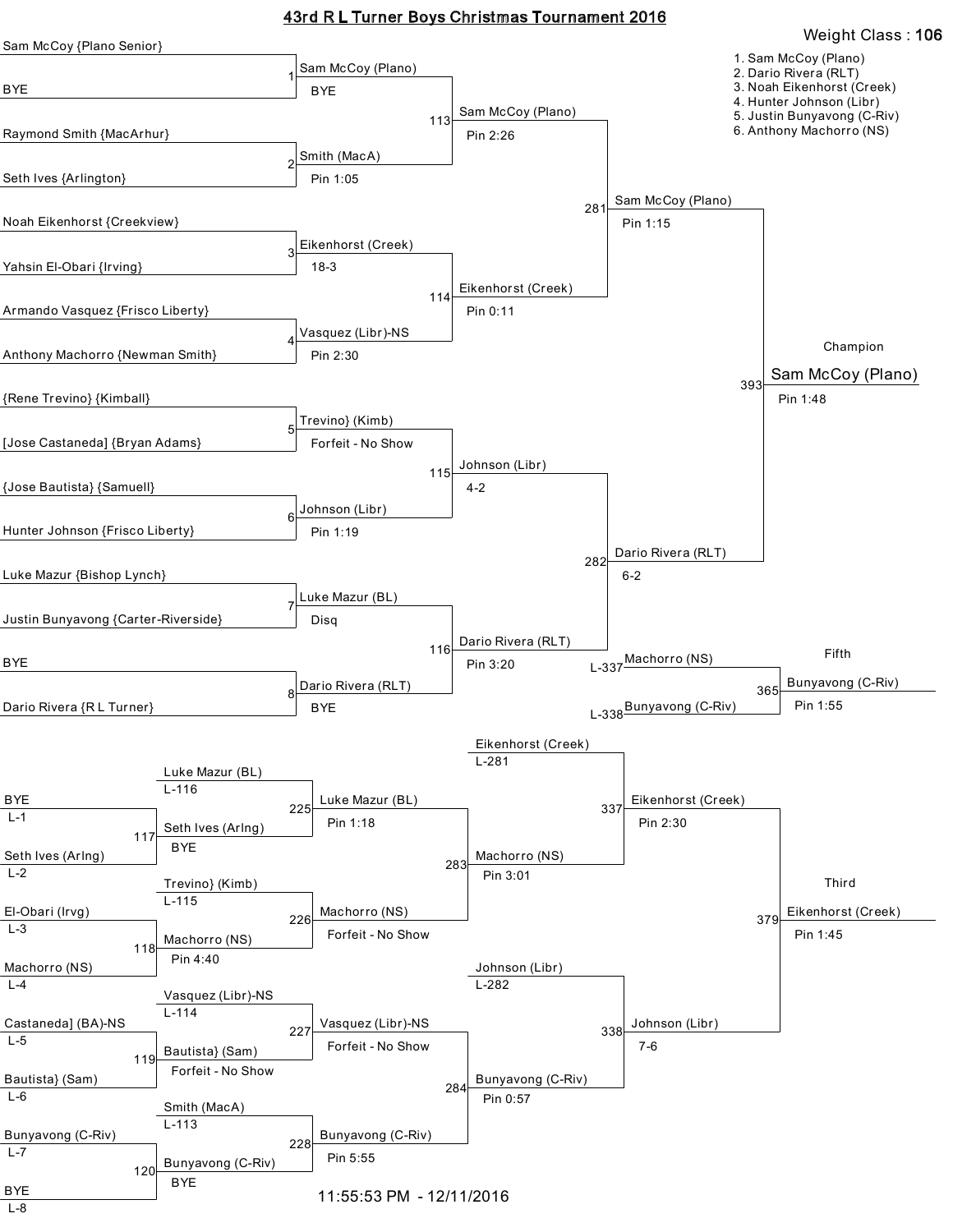# 43rd R L Turner Boys Christmas Tournament 2016

**Weight Class : 106**

1. Sam McCoy (Plano)
2. Dario Rivera (RLT)
3. Noah Eikenhorst (Creek)
4. Hunter Johnson (Libr)
5. Justin Bunyavong (C-Riv)
6. Anthony Machorro (NS)

## Championship Bracket

### First Round

| Bout | Wrestler 1 | Wrestler 2 | Winner | Result |
|---|---|---|---|---|
| 1 | Sam McCoy {Plano Senior} | BYE | Sam McCoy (Plano) | BYE |
| 2 | Raymond Smith {MacArhur} | Seth Ives {Arlington} | Smith (MacA) | Pin 1:05 |
| 3 | Noah Eikenhorst {Creekview} | Yahsin El-Obari {Irving} | Eikenhorst (Creek) | 18-3 |
| 4 | Armando Vasquez {Frisco Liberty} | Anthony Machorro {Newman Smith} | Vasquez (Libr)-NS | Pin 2:30 |
| 5 | {Rene Trevino} {Kimball} | [Jose Castaneda] {Bryan Adams} | Trevino} (Kimb) | Forfeit - No Show |
| 6 | {Jose Bautista} {Samuell} | Hunter Johnson {Frisco Liberty} | Johnson (Libr) | Pin 1:19 |
| 7 | Luke Mazur {Bishop Lynch} | Justin Bunyavong {Carter-Riverside} | Luke Mazur (BL) | Disq |
| 8 | BYE | Dario Rivera {R L Turner} | Dario Rivera (RLT) | BYE |

### Quarterfinals

| Bout | Winner | Result |
|---|---|---|
| 113 | Sam McCoy (Plano) | Pin 2:26 |
| 114 | Eikenhorst (Creek) | Pin 0:11 |
| 115 | Johnson (Libr) | 4-2 |
| 116 | Dario Rivera (RLT) | Pin 3:20 |

### Semifinals

| Bout | Winner | Result |
|---|---|---|
| 281 | Sam McCoy (Plano) | Pin 1:15 |
| 282 | Dario Rivera (RLT) | 6-2 |

### Final

| Bout | Champion | Result |
|---|---|---|
| 393 | Sam McCoy (Plano) | Pin 1:48 |

## Fifth Place

| Bout | Wrestler 1 | Wrestler 2 | Fifth | Result |
|---|---|---|---|---|
| 365 | Machorro (NS) L-337 | Bunyavong (C-Riv) L-338 | Bunyavong (C-Riv) | Pin 1:55 |

## Consolation Bracket

### Round 1

| Bout | Wrestler 1 | Wrestler 2 | Winner | Result |
|---|---|---|---|---|
| 117 | BYE L-1 | Seth Ives (Arlng) L-2 | Seth Ives (Arlng) | BYE |
| 118 | El-Obari (Irvg) L-3 | Machorro (NS) L-4 | Machorro (NS) | Pin 4:40 |
| 119 | Castaneda] (BA)-NS L-5 | Bautista} (Sam) L-6 | Bautista} (Sam) | Forfeit - No Show |
| 120 | Bunyavong (C-Riv) L-7 | BYE L-8 | Bunyavong (C-Riv) | BYE |

### Round 2

| Bout | Wrestler 1 | Wrestler 2 | Winner | Result |
|---|---|---|---|---|
| 225 | Luke Mazur (BL) L-116 | Seth Ives (Arlng) | Luke Mazur (BL) | Pin 1:18 |
| 226 | Trevino} (Kimb) L-115 | Machorro (NS) | Machorro (NS) | Forfeit - No Show |
| 227 | Vasquez (Libr)-NS L-114 | Bautista} (Sam) | Vasquez (Libr)-NS | Forfeit - No Show |
| 228 | Smith (MacA) L-113 | Bunyavong (C-Riv) | Bunyavong (C-Riv) | Pin 5:55 |

### Round 3

| Bout | Winner | Result |
|---|---|---|
| 283 | Machorro (NS) | Pin 3:01 |
| 284 | Bunyavong (C-Riv) | Pin 0:57 |

### Consolation Semifinals

| Bout | Wrestler 1 | Wrestler 2 | Winner | Result |
|---|---|---|---|---|
| 337 | Eikenhorst (Creek) L-281 | Machorro (NS) | Eikenhorst (Creek) | Pin 2:30 |
| 338 | Johnson (Libr) L-282 | Bunyavong (C-Riv) | Johnson (Libr) | 7-6 |

### Third Place

| Bout | Third | Result |
|---|---|---|
| 379 | Eikenhorst (Creek) | Pin 1:45 |

11:55:53 PM - 12/11/2016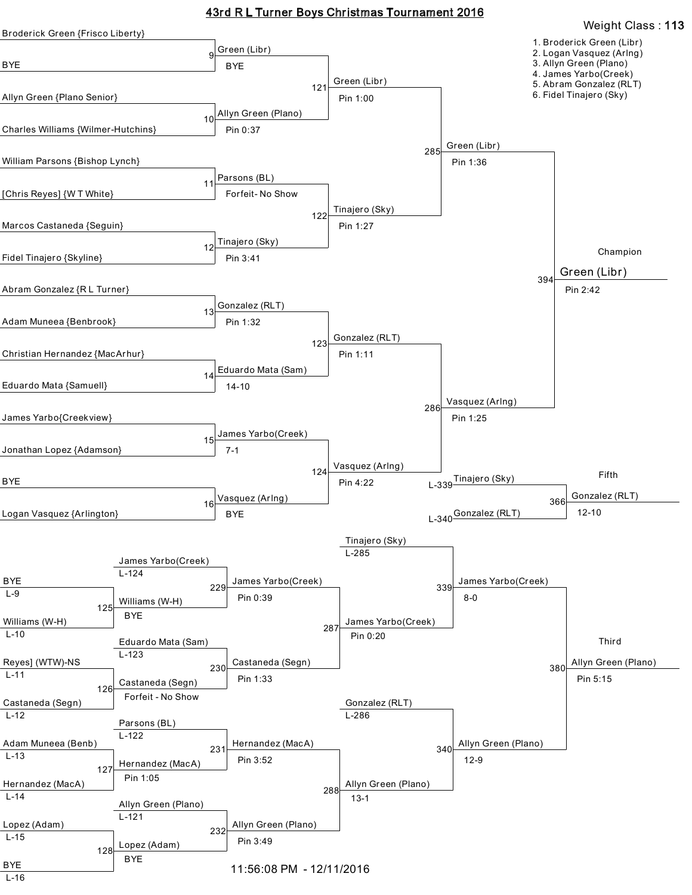# 43rd R L Turner Boys Christmas Tournament 2016

**Weight Class : 113**

1. Broderick Green (Libr)
2. Logan Vasquez (Arlng)
3. Allyn Green (Plano)
4. James Yarbo(Creek)
5. Abram Gonzalez (RLT)
6. Fidel Tinajero (Sky)

## Championship Bracket

### First Round

| Bout | Wrestler 1 | Wrestler 2 | Winner | Result |
|---|---|---|---|---|
| 9 | Broderick Green {Frisco Liberty} | BYE | Green (Libr) | BYE |
| 10 | Allyn Green {Plano Senior} | Charles Williams {Wilmer-Hutchins} | Allyn Green (Plano) | Pin 0:37 |
| 11 | William Parsons {Bishop Lynch} | [Chris Reyes] {W T White} | Parsons (BL) | Forfeit- No Show |
| 12 | Marcos Castaneda {Seguin} | Fidel Tinajero {Skyline} | Tinajero (Sky) | Pin 3:41 |
| 13 | Abram Gonzalez {R L Turner} | Adam Muneea {Benbrook} | Gonzalez (RLT) | Pin 1:32 |
| 14 | Christian Hernandez {MacArhur} | Eduardo Mata {Samuell} | Eduardo Mata (Sam) | 14-10 |
| 15 | James Yarbo{Creekview} | Jonathan Lopez {Adamson} | James Yarbo(Creek) | 7-1 |
| 16 | BYE | Logan Vasquez {Arlington} | Vasquez (Arlng) | BYE |

### Quarterfinals

| Bout | Winner | Result |
|---|---|---|
| 121 | Green (Libr) | Pin 1:00 |
| 122 | Tinajero (Sky) | Pin 1:27 |
| 123 | Gonzalez (RLT) | Pin 1:11 |
| 124 | Vasquez (Arlng) | Pin 4:22 |

### Semifinals

| Bout | Winner | Result |
|---|---|---|
| 285 | Green (Libr) | Pin 1:36 |
| 286 | Vasquez (Arlng) | Pin 1:25 |

### Champion

| Bout | Winner | Result |
|---|---|---|
| 394 | Green (Libr) | Pin 2:42 |

### Fifth

| Bout | Wrestler 1 | Wrestler 2 | Winner | Result |
|---|---|---|---|---|
| 366 | Tinajero (Sky) (L-339) | Gonzalez (RLT) (L-340) | Gonzalez (RLT) | 12-10 |

## Consolation Bracket

### First Round

| Bout | Wrestler 1 | Wrestler 2 | Winner | Result |
|---|---|---|---|---|
| 125 | BYE (L-9) | Williams (W-H) (L-10) | Williams (W-H) | BYE |
| 126 | Reyes] (WTW)-NS (L-11) | Castaneda (Segn) (L-12) | Castaneda (Segn) | Forfeit - No Show |
| 127 | Adam Muneea (Benb) (L-13) | Hernandez (MacA) (L-14) | Hernandez (MacA) | Pin 1:05 |
| 128 | Lopez (Adam) (L-15) | BYE (L-16) | Lopez (Adam) | BYE |

### Second Round

| Bout | Wrestler 1 | Wrestler 2 | Winner | Result |
|---|---|---|---|---|
| 229 | James Yarbo(Creek) (L-124) | Williams (W-H) | James Yarbo(Creek) | Pin 0:39 |
| 230 | Eduardo Mata (Sam) (L-123) | Castaneda (Segn) | Castaneda (Segn) | Pin 1:33 |
| 231 | Parsons (BL) (L-122) | Hernandez (MacA) | Hernandez (MacA) | Pin 3:52 |
| 232 | Allyn Green (Plano) (L-121) | Lopez (Adam) | Allyn Green (Plano) | Pin 3:49 |

### Third Round

| Bout | Winner | Result |
|---|---|---|
| 287 | James Yarbo(Creek) | Pin 0:20 |
| 288 | Allyn Green (Plano) | 13-1 |

### Consolation Semifinals

| Bout | Wrestler 1 | Wrestler 2 | Winner | Result |
|---|---|---|---|---|
| 339 | Tinajero (Sky) (L-285) | James Yarbo(Creek) | James Yarbo(Creek) | 8-0 |
| 340 | Gonzalez (RLT) (L-286) | Allyn Green (Plano) | Allyn Green (Plano) | 12-9 |

### Third

| Bout | Winner | Result |
|---|---|---|
| 380 | Allyn Green (Plano) | Pin 5:15 |

11:56:08 PM - 12/11/2016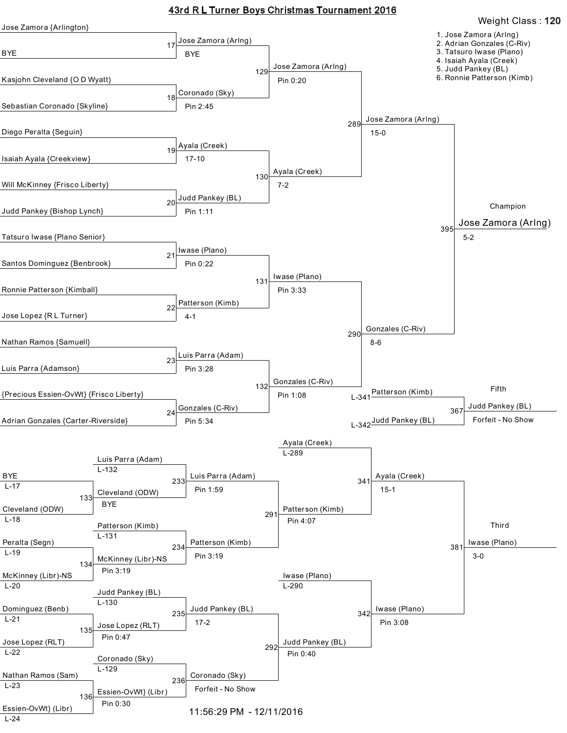# 43rd R L Turner Boys Christmas Tournament 2016

**Weight Class : 120**

1. Jose Zamora (Arlng)
2. Adrian Gonzales (C-Riv)
3. Tatsuro Iwase (Plano)
4. Isaiah Ayala (Creek)
5. Judd Pankey (BL)
6. Ronnie Patterson (Kimb)

## Championship Bracket

### First Round

| Bout | Wrestler 1 | Wrestler 2 | Winner | Result |
|---|---|---|---|---|
| 17 | Jose Zamora {Arlington} | BYE | Jose Zamora (Arlng) | BYE |
| 18 | Kasjohn Cleveland {O D Wyatt} | Sebastian Coronado {Skyline} | Coronado (Sky) | Pin 2:45 |
| 19 | Diego Peralta {Seguin} | Isaiah Ayala {Creekview} | Ayala (Creek) | 17-10 |
| 20 | Will McKinney {Frisco Liberty} | Judd Pankey {Bishop Lynch} | Judd Pankey (BL) | Pin 1:11 |
| 21 | Tatsuro Iwase {Plano Senior} | Santos Dominguez {Benbrook} | Iwase (Plano) | Pin 0:22 |
| 22 | Ronnie Patterson {Kimball} | Jose Lopez {R L Turner} | Patterson (Kimb) | 4-1 |
| 23 | Nathan Ramos {Samuell} | Luis Parra {Adamson} | Luis Parra (Adam) | Pin 3:28 |
| 24 | {Precious Essien-OvWt} {Frisco Liberty} | Adrian Gonzales {Carter-Riverside} | Gonzales (C-Riv) | Pin 5:34 |

### Quarterfinals

| Bout | Winner | Result |
|---|---|---|
| 129 | Jose Zamora (Arlng) | Pin 0:20 |
| 130 | Ayala (Creek) | 7-2 |
| 131 | Iwase (Plano) | Pin 3:33 |
| 132 | Gonzales (C-Riv) | Pin 1:08 |

### Semifinals

| Bout | Winner | Result |
|---|---|---|
| 289 | Jose Zamora (Arlng) | 15-0 |
| 290 | Gonzales (C-Riv) | 8-6 |

### Final

| Bout | Champion | Result |
|---|---|---|
| 395 | Jose Zamora (Arlng) | 5-2 |

## Fifth Place

| Bout | Wrestler 1 | Wrestler 2 | Winner | Result |
|---|---|---|---|---|
| 367 | Patterson (Kimb) (L-341) | Judd Pankey (BL) (L-342) | Judd Pankey (BL) | Forfeit - No Show |

## Consolation Bracket

### Consolation Round 1

| Bout | Wrestler 1 | Wrestler 2 | Winner | Result |
|---|---|---|---|---|
| 133 | BYE (L-17) | Cleveland (ODW) (L-18) | Cleveland (ODW) | BYE |
| 134 | Peralta (Segn) (L-19) | McKinney (Libr)-NS (L-20) | McKinney (Libr)-NS | Pin 3:19 |
| 135 | Dominguez (Benb) (L-21) | Jose Lopez (RLT) (L-22) | Jose Lopez (RLT) | Pin 0:47 |
| 136 | Nathan Ramos (Sam) (L-23) | Essien-OvWt) (Libr) (L-24) | Essien-OvWt) (Libr) | Pin 0:30 |

### Consolation Round 2

| Bout | Wrestler 1 | Wrestler 2 | Winner | Result |
|---|---|---|---|---|
| 233 | Luis Parra (Adam) (L-132) | Cleveland (ODW) | Luis Parra (Adam) | Pin 1:59 |
| 234 | Patterson (Kimb) (L-131) | McKinney (Libr)-NS | Patterson (Kimb) | Pin 3:19 |
| 235 | Judd Pankey (BL) (L-130) | Jose Lopez (RLT) | Judd Pankey (BL) | 17-2 |
| 236 | Coronado (Sky) (L-129) | Essien-OvWt) (Libr) | Coronado (Sky) | Forfeit - No Show |

### Consolation Round 3

| Bout | Winner | Result |
|---|---|---|
| 291 | Patterson (Kimb) | Pin 4:07 |
| 292 | Judd Pankey (BL) | Pin 0:40 |

### Consolation Semifinals

| Bout | Wrestler 1 | Wrestler 2 | Winner | Result |
|---|---|---|---|---|
| 341 | Ayala (Creek) (L-289) | Patterson (Kimb) | Ayala (Creek) | 15-1 |
| 342 | Iwase (Plano) (L-290) | Judd Pankey (BL) | Iwase (Plano) | Pin 3:08 |

### Third Place

| Bout | Winner | Result |
|---|---|---|
| 381 | Iwase (Plano) | 3-0 |

11:56:29 PM - 12/11/2016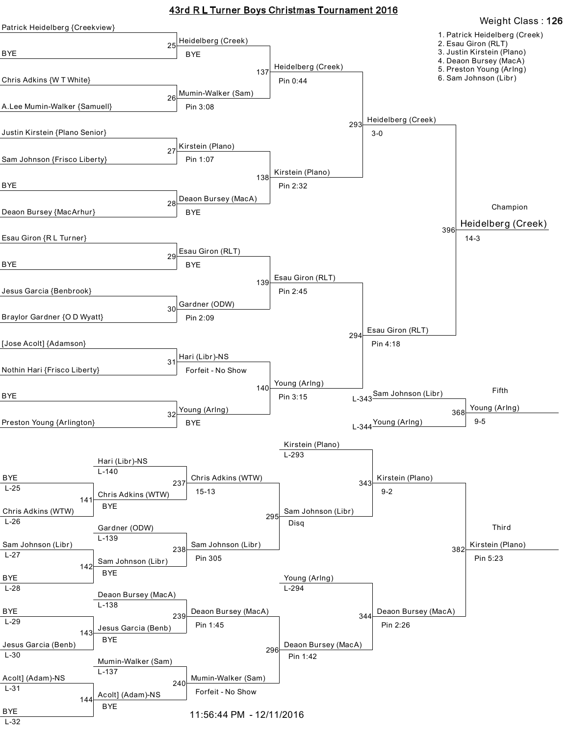# 43rd R L Turner Boys Christmas Tournament 2016

**Weight Class : 126**

1. Patrick Heidelberg (Creek)
2. Esau Giron (RLT)
3. Justin Kirstein (Plano)
4. Deaon Bursey (MacA)
5. Preston Young (Arlng)
6. Sam Johnson (Libr)

## Championship Bracket

### First Round

| Bout | Wrestler 1 | Wrestler 2 | Winner | Result |
| --- | --- | --- | --- | --- |
| 25 | Patrick Heidelberg {Creekview} | BYE | Heidelberg (Creek) | BYE |
| 26 | Chris Adkins {W T White} | A.Lee Mumin-Walker {Samuell} | Mumin-Walker (Sam) | Pin 3:08 |
| 27 | Justin Kirstein {Plano Senior} | Sam Johnson {Frisco Liberty} | Kirstein (Plano) | Pin 1:07 |
| 28 | BYE | Deaon Bursey {MacArhur} | Deaon Bursey (MacA) | BYE |
| 29 | Esau Giron {R L Turner} | BYE | Esau Giron (RLT) | BYE |
| 30 | Jesus Garcia {Benbrook} | Braylor Gardner {O D Wyatt} | Gardner (ODW) | Pin 2:09 |
| 31 | [Jose Acolt] {Adamson} | Nothin Hari {Frisco Liberty} | Hari (Libr)-NS | Forfeit - No Show |
| 32 | BYE | Preston Young {Arlington} | Young (Arlng) | BYE |

### Quarterfinals

| Bout | Winner | Result |
| --- | --- | --- |
| 137 | Heidelberg (Creek) | Pin 0:44 |
| 138 | Kirstein (Plano) | Pin 2:32 |
| 139 | Esau Giron (RLT) | Pin 2:45 |
| 140 | Young (Arlng) | Pin 3:15 |

### Semifinals

| Bout | Winner | Result |
| --- | --- | --- |
| 293 | Heidelberg (Creek) | 3-0 |
| 294 | Esau Giron (RLT) | Pin 4:18 |

### Final

| Bout | Champion | Result |
| --- | --- | --- |
| 396 | Heidelberg (Creek) | 14-3 |

### Fifth Place

| Bout | Wrestler 1 | Wrestler 2 | Winner | Result |
| --- | --- | --- | --- | --- |
| 368 | Sam Johnson (Libr) (L-343) | Young (Arlng) (L-344) | Young (Arlng) | 9-5 |

## Consolation Bracket

### Consolation First Round

| Bout | Wrestler 1 | Wrestler 2 | Winner | Result |
| --- | --- | --- | --- | --- |
| 141 | BYE (L-25) | Chris Adkins (WTW) (L-26) | Chris Adkins (WTW) | BYE |
| 142 | Sam Johnson (Libr) (L-27) | BYE (L-28) | Sam Johnson (Libr) | BYE |
| 143 | BYE (L-29) | Jesus Garcia (Benb) (L-30) | Jesus Garcia (Benb) | BYE |
| 144 | Acolt] (Adam)-NS (L-31) | BYE (L-32) | Acolt] (Adam)-NS | BYE |

### Consolation Second Round

| Bout | Wrestler 1 | Wrestler 2 | Winner | Result |
| --- | --- | --- | --- | --- |
| 237 | Hari (Libr)-NS (L-140) | Chris Adkins (WTW) | Chris Adkins (WTW) | 15-13 |
| 238 | Gardner (ODW) (L-139) | Sam Johnson (Libr) | Sam Johnson (Libr) | Pin 305 |
| 239 | Deaon Bursey (MacA) (L-138) | Jesus Garcia (Benb) | Deaon Bursey (MacA) | Pin 1:45 |
| 240 | Mumin-Walker (Sam) (L-137) | Acolt] (Adam)-NS | Mumin-Walker (Sam) | Forfeit - No Show |

### Consolation Quarterfinals

| Bout | Winner | Result |
| --- | --- | --- |
| 295 | Sam Johnson (Libr) | Disq |
| 296 | Deaon Bursey (MacA) | Pin 1:42 |

### Consolation Semifinals

| Bout | Wrestler 1 | Wrestler 2 | Winner | Result |
| --- | --- | --- | --- | --- |
| 343 | Kirstein (Plano) (L-293) | Sam Johnson (Libr) | Kirstein (Plano) | 9-2 |
| 344 | Young (Arlng) (L-294) | Deaon Bursey (MacA) | Deaon Bursey (MacA) | Pin 2:26 |

### Third Place

| Bout | Winner | Result |
| --- | --- | --- |
| 382 | Kirstein (Plano) | Pin 5:23 |

11:56:44 PM - 12/11/2016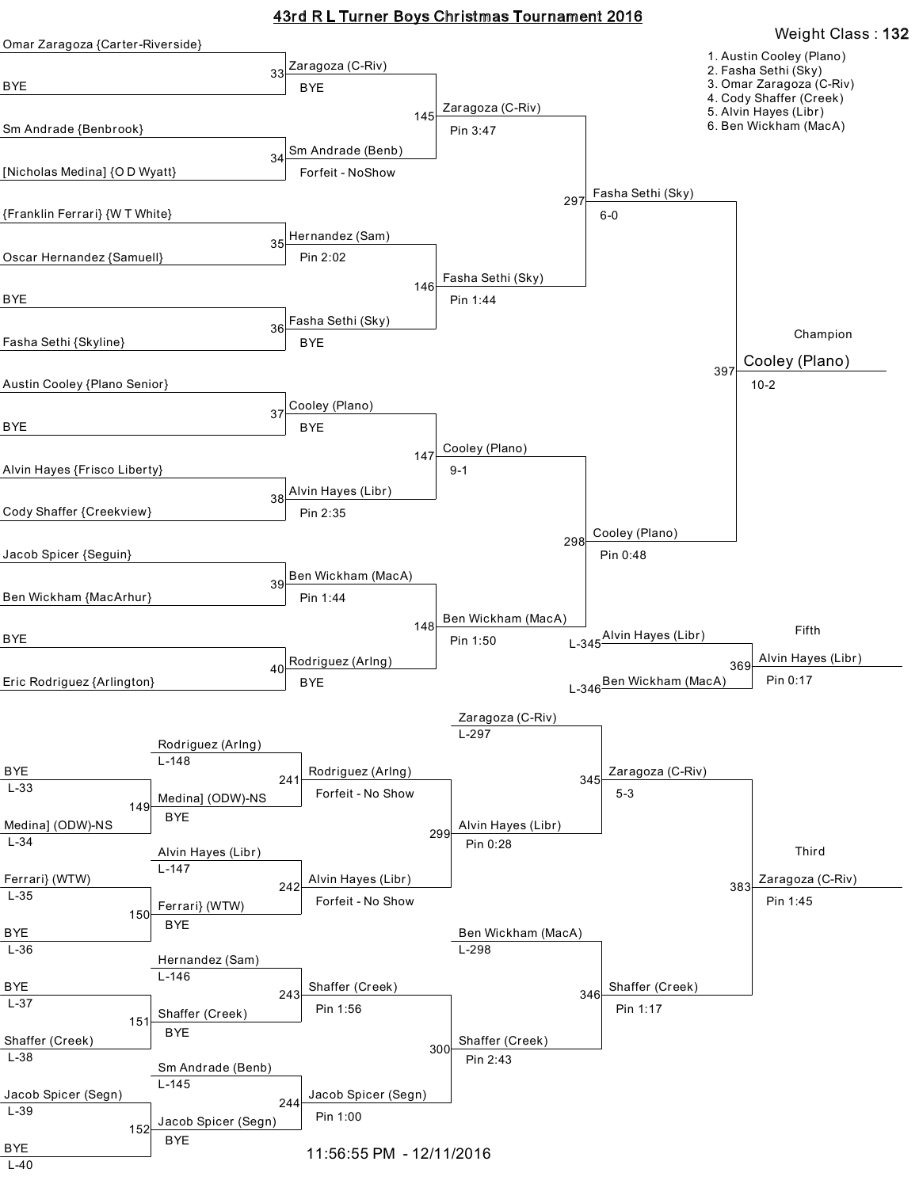# 43rd R L Turner Boys Christmas Tournament 2016

**Weight Class : 132**

1. Austin Cooley (Plano)
2. Fasha Sethi (Sky)
3. Omar Zaragoza (C-Riv)
4. Cody Shaffer (Creek)
5. Alvin Hayes (Libr)
6. Ben Wickham (MacA)

## Championship Bracket

| Bout | Wrestler 1 | Wrestler 2 | Winner | Result |
|---|---|---|---|---|
| 33 | Omar Zaragoza {Carter-Riverside} | BYE | Zaragoza (C-Riv) | BYE |
| 34 | Sm Andrade {Benbrook} | [Nicholas Medina] {O D Wyatt} | Sm Andrade (Benb) | Forfeit - NoShow |
| 35 | {Franklin Ferrari} {W T White} | Oscar Hernandez {Samuell} | Hernandez (Sam) | Pin 2:02 |
| 36 | BYE | Fasha Sethi {Skyline} | Fasha Sethi (Sky) | BYE |
| 37 | Austin Cooley {Plano Senior} | BYE | Cooley (Plano) | BYE |
| 38 | Alvin Hayes {Frisco Liberty} | Cody Shaffer {Creekview} | Alvin Hayes (Libr) | Pin 2:35 |
| 39 | Jacob Spicer {Seguin} | Ben Wickham {MacArhur} | Ben Wickham (MacA) | Pin 1:44 |
| 40 | BYE | Eric Rodriguez {Arlington} | Rodriguez (Arlng) | BYE |
| 145 | Zaragoza (C-Riv) | Sm Andrade (Benb) | Zaragoza (C-Riv) | Pin 3:47 |
| 146 | Hernandez (Sam) | Fasha Sethi (Sky) | Fasha Sethi (Sky) | Pin 1:44 |
| 147 | Cooley (Plano) | Alvin Hayes (Libr) | Cooley (Plano) | 9-1 |
| 148 | Ben Wickham (MacA) | Rodriguez (Arlng) | Ben Wickham (MacA) | Pin 1:50 |
| 297 | Zaragoza (C-Riv) | Fasha Sethi (Sky) | Fasha Sethi (Sky) | 6-0 |
| 298 | Cooley (Plano) | Ben Wickham (MacA) | Cooley (Plano) | Pin 0:48 |
| 397 | Fasha Sethi (Sky) | Cooley (Plano) | **Champion: Cooley (Plano)** | 10-2 |

## Fifth Place

| Bout | Wrestler 1 | Wrestler 2 | Winner | Result |
|---|---|---|---|---|
| 369 | Alvin Hayes (Libr) (L-345) | Ben Wickham (MacA) (L-346) | Alvin Hayes (Libr) | Pin 0:17 |

## Consolation Bracket

| Bout | Wrestler 1 | Wrestler 2 | Winner | Result |
|---|---|---|---|---|
| 149 | BYE (L-33) | Medina] (ODW)-NS (L-34) | Medina] (ODW)-NS | BYE |
| 150 | Ferrari} (WTW) (L-35) | BYE (L-36) | Ferrari} (WTW) | BYE |
| 151 | BYE (L-37) | Shaffer (Creek) (L-38) | Shaffer (Creek) | BYE |
| 152 | Jacob Spicer (Segn) (L-39) | BYE (L-40) | Jacob Spicer (Segn) | BYE |
| 241 | Rodriguez (Arlng) (L-148) | Medina] (ODW)-NS | Rodriguez (Arlng) | Forfeit - No Show |
| 242 | Alvin Hayes (Libr) (L-147) | Ferrari} (WTW) | Alvin Hayes (Libr) | Forfeit - No Show |
| 243 | Hernandez (Sam) (L-146) | Shaffer (Creek) | Shaffer (Creek) | Pin 1:56 |
| 244 | Sm Andrade (Benb) (L-145) | Jacob Spicer (Segn) | Jacob Spicer (Segn) | Pin 1:00 |
| 299 | Rodriguez (Arlng) | Alvin Hayes (Libr) | Alvin Hayes (Libr) | Pin 0:28 |
| 300 | Shaffer (Creek) | Jacob Spicer (Segn) | Shaffer (Creek) | Pin 2:43 |
| 345 | Zaragoza (C-Riv) (L-297) | Alvin Hayes (Libr) | Zaragoza (C-Riv) | 5-3 |
| 346 | Ben Wickham (MacA) (L-298) | Shaffer (Creek) | Shaffer (Creek) | Pin 1:17 |

## Third Place

| Bout | Wrestler 1 | Wrestler 2 | Winner | Result |
|---|---|---|---|---|
| 383 | Zaragoza (C-Riv) | Shaffer (Creek) | Zaragoza (C-Riv) | Pin 1:45 |

11:56:55 PM - 12/11/2016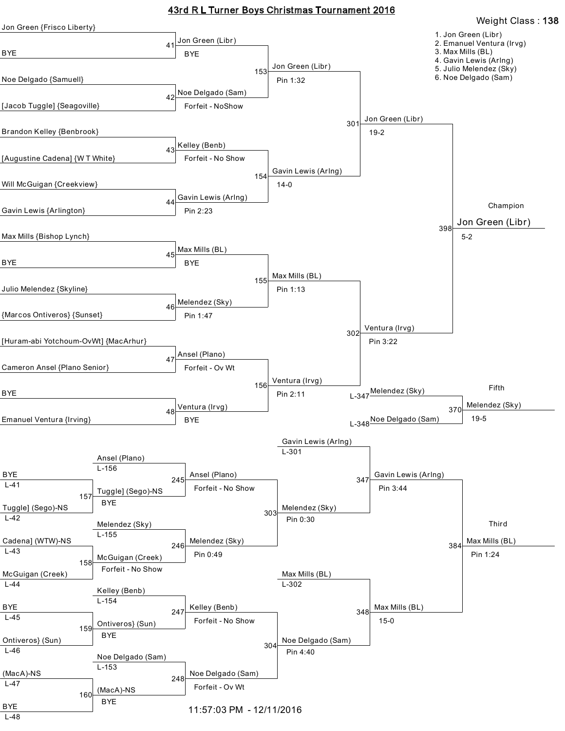# 43rd R L Turner Boys Christmas Tournament 2016

**Weight Class : 138**

1. Jon Green (Libr)
2. Emanuel Ventura (Irvg)
3. Max Mills (BL)
4. Gavin Lewis (Arlng)
5. Julio Melendez (Sky)
6. Noe Delgado (Sam)

## Championship Bracket

### First Round

| Bout | Wrestler 1 | Wrestler 2 | Winner | Result |
|---|---|---|---|---|
| 41 | Jon Green {Frisco Liberty} | BYE | Jon Green (Libr) | BYE |
| 42 | Noe Delgado {Samuell} | [Jacob Tuggle] {Seagoville} | Noe Delgado (Sam) | Forfeit - NoShow |
| 43 | Brandon Kelley {Benbrook} | [Augustine Cadena] {W T White} | Kelley (Benb) | Forfeit - No Show |
| 44 | Will McGuigan {Creekview} | Gavin Lewis {Arlington} | Gavin Lewis (Arlng) | Pin 2:23 |
| 45 | Max Mills {Bishop Lynch} | BYE | Max Mills (BL) | BYE |
| 46 | Julio Melendez {Skyline} | {Marcos Ontiveros} {Sunset} | Melendez (Sky) | Pin 1:47 |
| 47 | [Huram-abi Yotchoum-OvWt] {MacArhur} | Cameron Ansel {Plano Senior} | Ansel (Plano) | Forfeit - Ov Wt |
| 48 | BYE | Emanuel Ventura {Irving} | Ventura (Irvg) | BYE |

### Quarterfinals

| Bout | Winner | Result |
|---|---|---|
| 153 | Jon Green (Libr) | Pin 1:32 |
| 154 | Gavin Lewis (Arlng) | 14-0 |
| 155 | Max Mills (BL) | Pin 1:13 |
| 156 | Ventura (Irvg) | Pin 2:11 |

### Semifinals

| Bout | Winner | Result |
|---|---|---|
| 301 | Jon Green (Libr) | 19-2 |
| 302 | Ventura (Irvg) | Pin 3:22 |

### Final

| Bout | Champion | Result |
|---|---|---|
| 398 | Jon Green (Libr) | 5-2 |

### Fifth Place

| Bout | Wrestler 1 | Wrestler 2 | Winner | Result |
|---|---|---|---|---|
| 370 | Melendez (Sky) (L-347) | Noe Delgado (Sam) (L-348) | Melendez (Sky) | 19-5 |

## Consolation Bracket

### First Round

| Bout | Wrestler 1 | Wrestler 2 |
|---|---|---|
| 157 | BYE (L-41) | Tuggle] (Sego)-NS (L-42) |
| 158 | Cadena] (WTW)-NS (L-43) | McGuigan (Creek) (L-44) |
| 159 | BYE (L-45) | Ontiveros} (Sun) (L-46) |
| 160 | (MacA)-NS (L-47) | BYE (L-48) |

### Second Round

| Bout | Wrestler 1 | Wrestler 2 | Winner | Result |
|---|---|---|---|---|
| 245 | Ansel (Plano) (L-156) | Tuggle] (Sego)-NS | Ansel (Plano) | Forfeit - No Show |
| 246 | Melendez (Sky) (L-155) | McGuigan (Creek) | Melendez (Sky) | Pin 0:49 |
| 247 | Kelley (Benb) (L-154) | Ontiveros} (Sun) | Kelley (Benb) | Forfeit - No Show |
| 248 | Noe Delgado (Sam) (L-153) | (MacA)-NS | Noe Delgado (Sam) | Forfeit - Ov Wt |

Note: In bout 157, Tuggle] (Sego)-NS advanced with BYE; in bout 158, McGuigan (Creek) advanced by Forfeit - No Show; in bout 159, Ontiveros} (Sun) advanced with BYE; in bout 160, (MacA)-NS advanced with BYE.

### Third Round

| Bout | Winner | Result |
|---|---|---|
| 303 | Melendez (Sky) | Pin 0:30 |
| 304 | Noe Delgado (Sam) | Pin 4:40 |

### Consolation Semifinals

| Bout | Wrestler 1 | Wrestler 2 | Winner | Result |
|---|---|---|---|---|
| 347 | Gavin Lewis (Arlng) (L-301) | Melendez (Sky) | Gavin Lewis (Arlng) | Pin 3:44 |
| 348 | Max Mills (BL) (L-302) | Noe Delgado (Sam) | Max Mills (BL) | 15-0 |

### Third Place

| Bout | Winner | Result |
|---|---|---|
| 384 | Max Mills (BL) | Pin 1:24 |

11:57:03 PM - 12/11/2016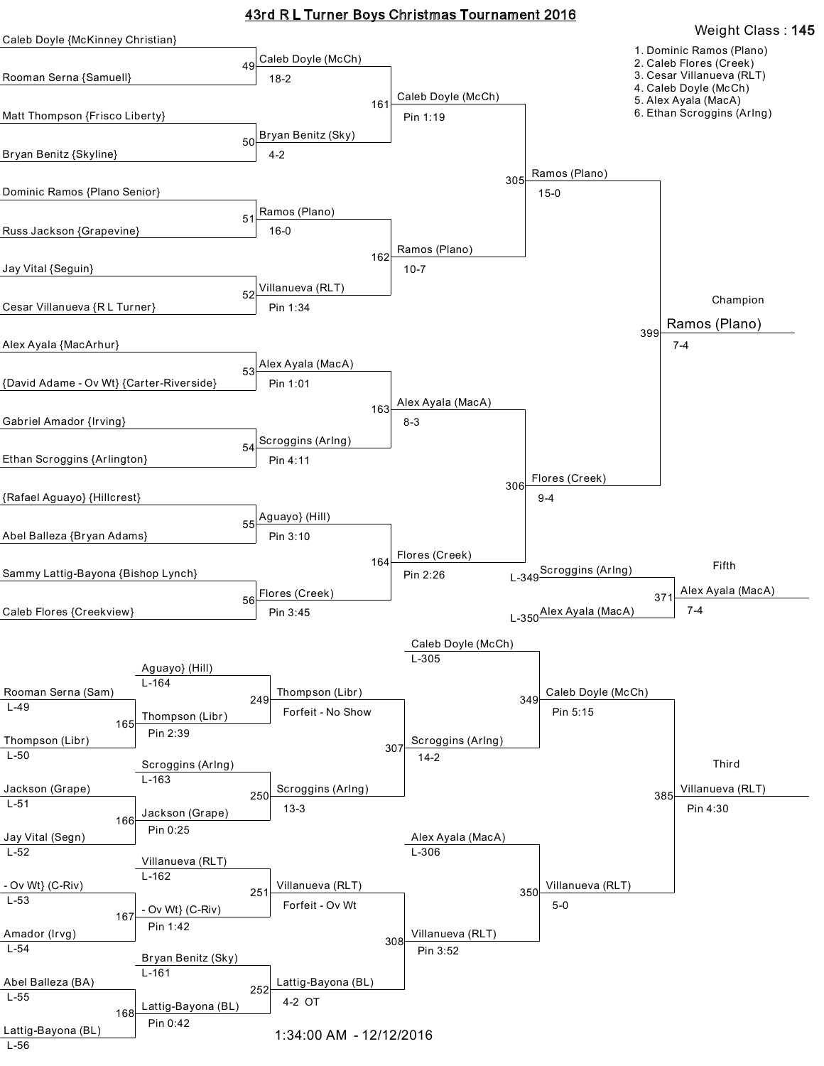# 43rd R L Turner Boys Christmas Tournament 2016

**Weight Class : 145**

1. Dominic Ramos (Plano)
2. Caleb Flores (Creek)
3. Cesar Villanueva (RLT)
4. Caleb Doyle (McCh)
5. Alex Ayala (MacA)
6. Ethan Scroggins (Arlng)

## Championship Bracket

### First Round

| Match | Wrestler 1 | Wrestler 2 | Winner | Result |
|---|---|---|---|---|
| 49 | Caleb Doyle {McKinney Christian} | Rooman Serna {Samuell} | Caleb Doyle (McCh) | 18-2 |
| 50 | Matt Thompson {Frisco Liberty} | Bryan Benitz {Skyline} | Bryan Benitz (Sky) | 4-2 |
| 51 | Dominic Ramos {Plano Senior} | Russ Jackson {Grapevine} | Ramos (Plano) | 16-0 |
| 52 | Jay Vital {Seguin} | Cesar Villanueva {R L Turner} | Villanueva (RLT) | Pin 1:34 |
| 53 | Alex Ayala {MacArhur} | {David Adame - Ov Wt} {Carter-Riverside} | Alex Ayala (MacA) | Pin 1:01 |
| 54 | Gabriel Amador {Irving} | Ethan Scroggins {Arlington} | Scroggins (Arlng) | Pin 4:11 |
| 55 | {Rafael Aguayo} {Hillcrest} | Abel Balleza {Bryan Adams} | Aguayo} (Hill) | Pin 3:10 |
| 56 | Sammy Lattig-Bayona {Bishop Lynch} | Caleb Flores {Creekview} | Flores (Creek) | Pin 3:45 |

### Quarterfinals

| Match | Winner | Result |
|---|---|---|
| 161 | Caleb Doyle (McCh) | Pin 1:19 |
| 162 | Ramos (Plano) | 10-7 |
| 163 | Alex Ayala (MacA) | 8-3 |
| 164 | Flores (Creek) | Pin 2:26 |

### Semifinals

| Match | Winner | Result |
|---|---|---|
| 305 | Ramos (Plano) | 15-0 |
| 306 | Flores (Creek) | 9-4 |

### Final

| Match | Champion | Result |
|---|---|---|
| 399 | Ramos (Plano) | 7-4 |

## Fifth Place

| Match | Wrestler 1 | Wrestler 2 | Winner | Result |
|---|---|---|---|---|
| 371 | Scroggins (Arlng) (L-349) | Alex Ayala (MacA) (L-350) | Alex Ayala (MacA) | 7-4 |

## Consolation Bracket

| Match | Wrestler 1 | Wrestler 2 | Winner | Result |
|---|---|---|---|---|
| 165 | Rooman Serna (Sam) (L-49) | Thompson (Libr) (L-50) | Thompson (Libr) | Pin 2:39 |
| 166 | Jackson (Grape) (L-51) | Jay Vital (Segn) (L-52) | Jackson (Grape) | Pin 0:25 |
| 167 | - Ov Wt} (C-Riv) (L-53) | Amador (Irvg) (L-54) | - Ov Wt} (C-Riv) | Pin 1:42 |
| 168 | Abel Balleza (BA) (L-55) | Lattig-Bayona (BL) (L-56) | Lattig-Bayona (BL) | Pin 0:42 |
| 249 | Aguayo} (Hill) (L-164) | Thompson (Libr) | Thompson (Libr) | Forfeit - No Show |
| 250 | Scroggins (Arlng) (L-163) | Jackson (Grape) | Scroggins (Arlng) | 13-3 |
| 251 | Villanueva (RLT) (L-162) | - Ov Wt} (C-Riv) | Villanueva (RLT) | Forfeit - Ov Wt |
| 252 | Bryan Benitz (Sky) (L-161) | Lattig-Bayona (BL) | Lattig-Bayona (BL) | 4-2 OT |
| 307 | Thompson (Libr) | Scroggins (Arlng) | Scroggins (Arlng) | 14-2 |
| 308 | Villanueva (RLT) | Lattig-Bayona (BL) | Villanueva (RLT) | Pin 3:52 |
| 349 | Caleb Doyle (McCh) (L-305) | Scroggins (Arlng) | Caleb Doyle (McCh) | Pin 5:15 |
| 350 | Alex Ayala (MacA) (L-306) | Villanueva (RLT) | Villanueva (RLT) | 5-0 |

## Third Place

| Match | Wrestler 1 | Wrestler 2 | Winner | Result |
|---|---|---|---|---|
| 385 | Caleb Doyle (McCh) | Villanueva (RLT) | Villanueva (RLT) | Pin 4:30 |

1:34:00 AM - 12/12/2016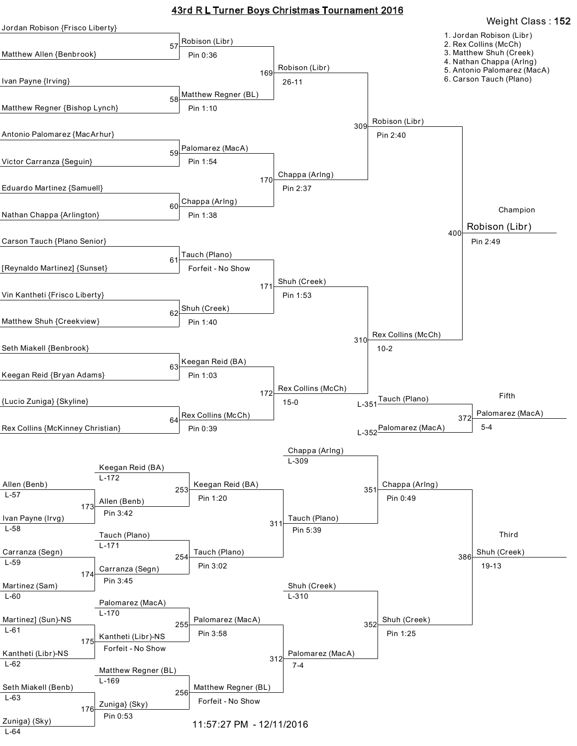# 43rd R L Turner Boys Christmas Tournament 2016

**Weight Class : 152**

1. Jordan Robison (Libr)
2. Rex Collins (McCh)
3. Matthew Shuh (Creek)
4. Nathan Chappa (Arlng)
5. Antonio Palomarez (MacA)
6. Carson Tauch (Plano)

## Championship Bracket

| Bout | Wrestlers | Winner | Result |
|---|---|---|---|
| 57 | Jordan Robison {Frisco Liberty} vs. Matthew Allen {Benbrook} | Robison (Libr) | Pin 0:36 |
| 58 | Ivan Payne {Irving} vs. Matthew Regner {Bishop Lynch} | Matthew Regner (BL) | Pin 1:10 |
| 59 | Antonio Palomarez {MacArhur} vs. Victor Carranza {Seguin} | Palomarez (MacA) | Pin 1:54 |
| 60 | Eduardo Martinez {Samuell} vs. Nathan Chappa {Arlington} | Chappa (Arlng) | Pin 1:38 |
| 61 | Carson Tauch {Plano Senior} vs. [Reynaldo Martinez] {Sunset} | Tauch (Plano) | Forfeit - No Show |
| 62 | Vin Kantheti {Frisco Liberty} vs. Matthew Shuh {Creekview} | Shuh (Creek) | Pin 1:40 |
| 63 | Seth Miakell {Benbrook} vs. Keegan Reid {Bryan Adams} | Keegan Reid (BA) | Pin 1:03 |
| 64 | {Lucio Zuniga} {Skyline} vs. Rex Collins {McKinney Christian} | Rex Collins (McCh) | Pin 0:39 |
| 169 | Robison (Libr) vs. Matthew Regner (BL) | Robison (Libr) | 26-11 |
| 170 | Palomarez (MacA) vs. Chappa (Arlng) | Chappa (Arlng) | Pin 2:37 |
| 171 | Tauch (Plano) vs. Shuh (Creek) | Shuh (Creek) | Pin 1:53 |
| 172 | Keegan Reid (BA) vs. Rex Collins (McCh) | Rex Collins (McCh) | 15-0 |
| 309 | Robison (Libr) vs. Chappa (Arlng) | Robison (Libr) | Pin 2:40 |
| 310 | Shuh (Creek) vs. Rex Collins (McCh) | Rex Collins (McCh) | 10-2 |
| 400 | Robison (Libr) vs. Rex Collins (McCh) | **Champion: Robison (Libr)** | Pin 2:49 |

## Fifth Place

| Bout | Wrestlers | Winner | Result |
|---|---|---|---|
| 372 | Tauch (Plano) (L-351) vs. Palomarez (MacA) (L-352) | Palomarez (MacA) | 5-4 |

## Consolation Bracket

| Bout | Wrestlers | Winner | Result |
|---|---|---|---|
| 173 | Allen (Benb) (L-57) vs. Ivan Payne (Irvg) (L-58) | Allen (Benb) | Pin 3:42 |
| 174 | Carranza (Segn) (L-59) vs. Martinez (Sam) (L-60) | Carranza (Segn) | Pin 3:45 |
| 175 | Martinez] (Sun)-NS (L-61) vs. Kantheti (Libr)-NS (L-62) | Kantheti (Libr)-NS | Forfeit - No Show |
| 176 | Seth Miakell (Benb) (L-63) vs. Zuniga} (Sky) (L-64) | Zuniga} (Sky) | Pin 0:53 |
| 253 | Keegan Reid (BA) (L-172) vs. Allen (Benb) | Keegan Reid (BA) | Pin 1:20 |
| 254 | Tauch (Plano) (L-171) vs. Carranza (Segn) | Tauch (Plano) | Pin 3:02 |
| 255 | Palomarez (MacA) (L-170) vs. Kantheti (Libr)-NS | Palomarez (MacA) | Pin 3:58 |
| 256 | Matthew Regner (BL) (L-169) vs. Zuniga} (Sky) | Matthew Regner (BL) | Forfeit - No Show |
| 311 | Keegan Reid (BA) vs. Tauch (Plano) | Tauch (Plano) | Pin 5:39 |
| 312 | Palomarez (MacA) vs. Matthew Regner (BL) | Palomarez (MacA) | 7-4 |
| 351 | Chappa (Arlng) (L-309) vs. Tauch (Plano) | Chappa (Arlng) | Pin 0:49 |
| 352 | Shuh (Creek) (L-310) vs. Palomarez (MacA) | Shuh (Creek) | Pin 1:25 |
| 386 | Chappa (Arlng) vs. Shuh (Creek) | **Third: Shuh (Creek)** | 19-13 |

11:57:27 PM - 12/11/2016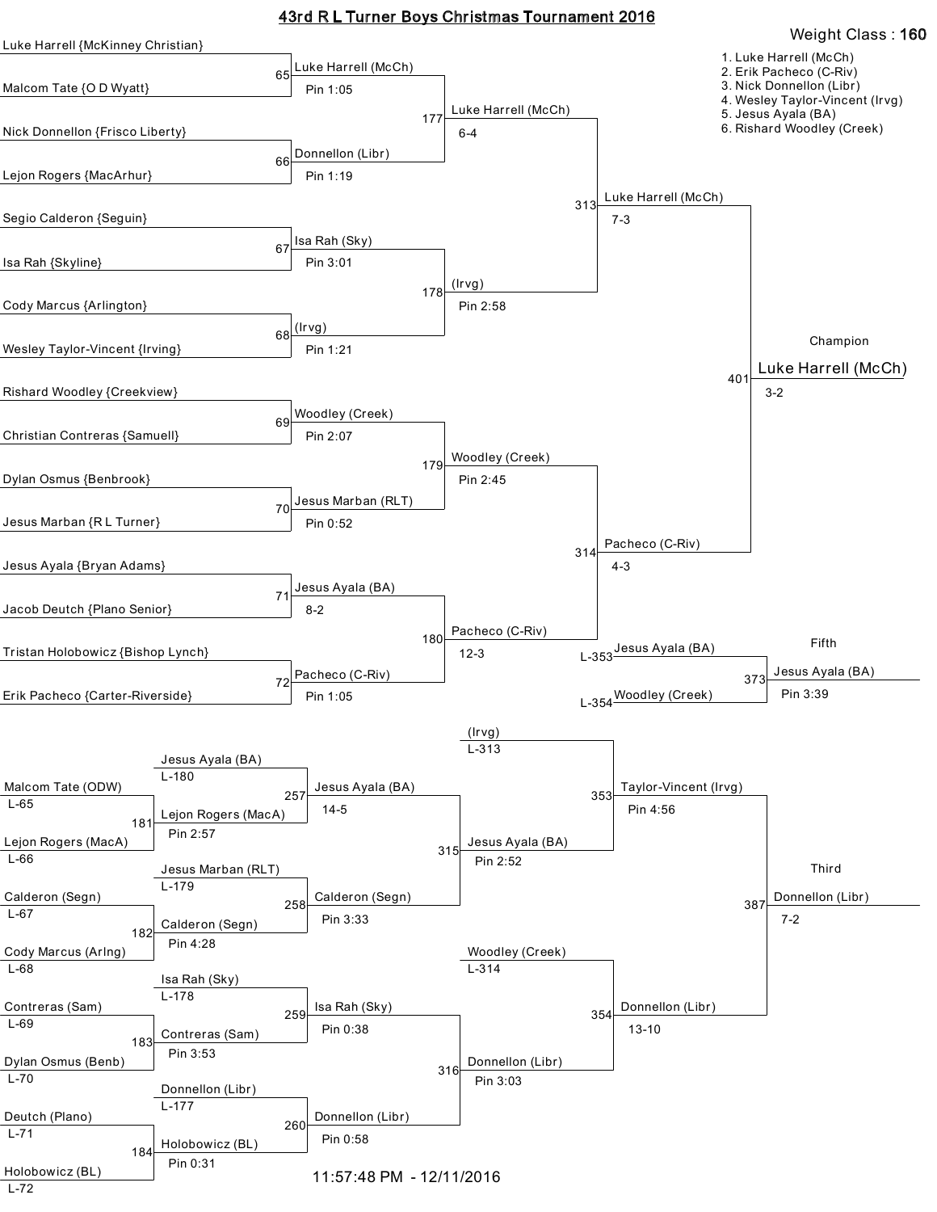# 43rd R L Turner Boys Christmas Tournament 2016

**Weight Class : 160**

1. Luke Harrell (McCh)
2. Erik Pacheco (C-Riv)
3. Nick Donnellon (Libr)
4. Wesley Taylor-Vincent (Irvg)
5. Jesus Ayala (BA)
6. Rishard Woodley (Creek)

## Championship Bracket

### First Round

| Bout | Wrestler 1 | Wrestler 2 | Winner | Result |
| --- | --- | --- | --- | --- |
| 65 | Luke Harrell {McKinney Christian} | Malcom Tate {O D Wyatt} | Luke Harrell (McCh) | Pin 1:05 |
| 66 | Nick Donnellon {Frisco Liberty} | Lejon Rogers {MacArhur} | Donnellon (Libr) | Pin 1:19 |
| 67 | Segio Calderon {Seguin} | Isa Rah {Skyline} | Isa Rah (Sky) | Pin 3:01 |
| 68 | Cody Marcus {Arlington} | Wesley Taylor-Vincent {Irving} | (Irvg) | Pin 1:21 |
| 69 | Rishard Woodley {Creekview} | Christian Contreras {Samuell} | Woodley (Creek) | Pin 2:07 |
| 70 | Dylan Osmus {Benbrook} | Jesus Marban {R L Turner} | Jesus Marban (RLT) | Pin 0:52 |
| 71 | Jesus Ayala {Bryan Adams} | Jacob Deutch {Plano Senior} | Jesus Ayala (BA) | 8-2 |
| 72 | Tristan Holobowicz {Bishop Lynch} | Erik Pacheco {Carter-Riverside} | Pacheco (C-Riv) | Pin 1:05 |

### Quarterfinals

| Bout | Winner | Result |
| --- | --- | --- |
| 177 | Luke Harrell (McCh) | 6-4 |
| 178 | (Irvg) | Pin 2:58 |
| 179 | Woodley (Creek) | Pin 2:45 |
| 180 | Pacheco (C-Riv) | 12-3 |

### Semifinals

| Bout | Winner | Result |
| --- | --- | --- |
| 313 | Luke Harrell (McCh) | 7-3 |
| 314 | Pacheco (C-Riv) | 4-3 |

### Final

| Bout | Champion | Result |
| --- | --- | --- |
| 401 | Luke Harrell (McCh) | 3-2 |

### Fifth Place

| Bout | Wrestler 1 | Wrestler 2 | Winner | Result |
| --- | --- | --- | --- | --- |
| 373 | Jesus Ayala (BA) (L-353) | Woodley (Creek) (L-354) | Jesus Ayala (BA) | Pin 3:39 |

## Consolation Bracket

### Consolation Round 1

| Bout | Wrestler 1 | Wrestler 2 | Winner | Result |
| --- | --- | --- | --- | --- |
| 181 | Malcom Tate (ODW) L-65 | Lejon Rogers (MacA) L-66 | Lejon Rogers (MacA) | Pin 2:57 |
| 182 | Calderon (Segn) L-67 | Cody Marcus (Arlng) L-68 | Calderon (Segn) | Pin 4:28 |
| 183 | Contreras (Sam) L-69 | Dylan Osmus (Benb) L-70 | Contreras (Sam) | Pin 3:53 |
| 184 | Deutch (Plano) L-71 | Holobowicz (BL) L-72 | Holobowicz (BL) | Pin 0:31 |

### Consolation Round 2

| Bout | Wrestler 1 | Wrestler 2 | Winner | Result |
| --- | --- | --- | --- | --- |
| 257 | Jesus Ayala (BA) L-180 | Lejon Rogers (MacA) | Jesus Ayala (BA) | 14-5 |
| 258 | Jesus Marban (RLT) L-179 | Calderon (Segn) | Calderon (Segn) | Pin 3:33 |
| 259 | Isa Rah (Sky) L-178 | Contreras (Sam) | Isa Rah (Sky) | Pin 0:38 |
| 260 | Donnellon (Libr) L-177 | Holobowicz (BL) | Donnellon (Libr) | Pin 0:58 |

### Consolation Round 3

| Bout | Winner | Result |
| --- | --- | --- |
| 315 | Jesus Ayala (BA) | Pin 2:52 |
| 316 | Donnellon (Libr) | Pin 3:03 |

### Consolation Semifinals

| Bout | Wrestler 1 | Wrestler 2 | Winner | Result |
| --- | --- | --- | --- | --- |
| 353 | (Irvg) L-313 | Jesus Ayala (BA) | Taylor-Vincent (Irvg) | Pin 4:56 |
| 354 | Woodley (Creek) L-314 | Donnellon (Libr) | Donnellon (Libr) | 13-10 |

### Third Place

| Bout | Winner | Result |
| --- | --- | --- |
| 387 | Donnellon (Libr) | 7-2 |

11:57:48 PM - 12/11/2016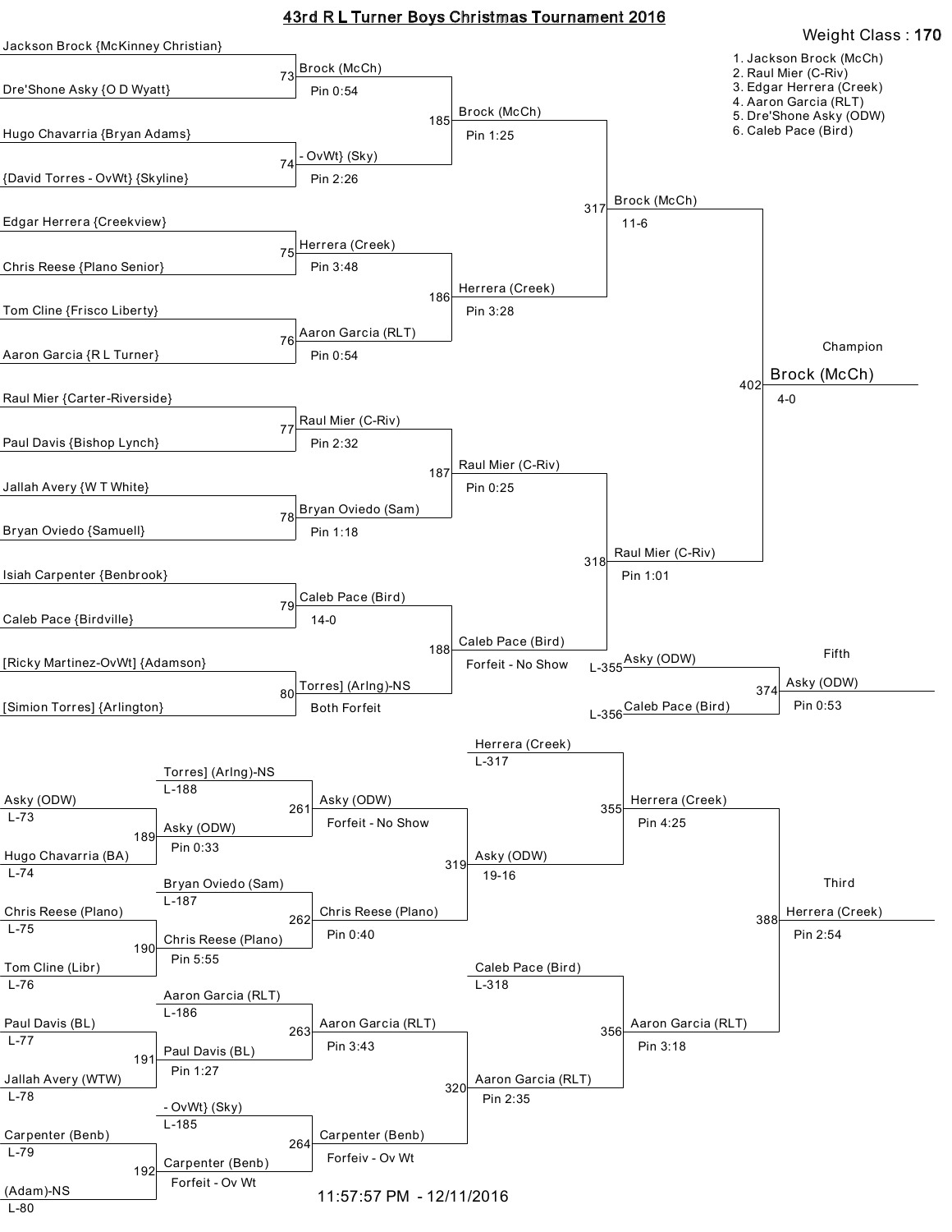# 43rd R L Turner Boys Christmas Tournament 2016

**Weight Class : 170**

1. Jackson Brock (McCh)
2. Raul Mier (C-Riv)
3. Edgar Herrera (Creek)
4. Aaron Garcia (RLT)
5. Dre'Shone Asky (ODW)
6. Caleb Pace (Bird)

## Championship Bracket

| Match | Wrestlers | Winner | Result |
|---|---|---|---|
| 73 | Jackson Brock {McKinney Christian} vs Dre'Shone Asky {O D Wyatt} | Brock (McCh) | Pin 0:54 |
| 74 | Hugo Chavarria {Bryan Adams} vs {David Torres - OvWt} {Skyline} | - OvWt} (Sky) | Pin 2:26 |
| 75 | Edgar Herrera {Creekview} vs Chris Reese {Plano Senior} | Herrera (Creek) | Pin 3:48 |
| 76 | Tom Cline {Frisco Liberty} vs Aaron Garcia {R L Turner} | Aaron Garcia (RLT) | Pin 0:54 |
| 77 | Raul Mier {Carter-Riverside} vs Paul Davis {Bishop Lynch} | Raul Mier (C-Riv) | Pin 2:32 |
| 78 | Jallah Avery {W T White} vs Bryan Oviedo {Samuell} | Bryan Oviedo (Sam) | Pin 1:18 |
| 79 | Isiah Carpenter {Benbrook} vs Caleb Pace {Birdville} | Caleb Pace (Bird) | 14-0 |
| 80 | [Ricky Martinez-OvWt] {Adamson} vs [Simion Torres] {Arlington} | Torres] (Arlng)-NS | Both Forfeit |
| 185 | | Brock (McCh) | Pin 1:25 |
| 186 | | Herrera (Creek) | Pin 3:28 |
| 187 | | Raul Mier (C-Riv) | Pin 0:25 |
| 188 | | Caleb Pace (Bird) | Forfeit - No Show |
| 317 | | Brock (McCh) | 11-6 |
| 318 | | Raul Mier (C-Riv) | Pin 1:01 |
| 402 | Champion | Brock (McCh) | 4-0 |

## Fifth Place

| Match | Wrestlers | Winner | Result |
|---|---|---|---|
| 374 | Asky (ODW) (L-355) vs Caleb Pace (Bird) (L-356) | Asky (ODW) | Pin 0:53 |

## Consolation Bracket

| Match | Wrestlers | Winner | Result |
|---|---|---|---|
| 189 | Asky (ODW) (L-73) vs Hugo Chavarria (BA) (L-74) | Asky (ODW) | Pin 0:33 |
| 190 | Chris Reese (Plano) (L-75) vs Tom Cline (Libr) (L-76) | Chris Reese (Plano) | Pin 5:55 |
| 191 | Paul Davis (BL) (L-77) vs Jallah Avery (WTW) (L-78) | Paul Davis (BL) | Pin 1:27 |
| 192 | Carpenter (Benb) (L-79) vs (Adam)-NS (L-80) | Carpenter (Benb) | Forfeit - Ov Wt |
| 261 | Torres] (Arlng)-NS (L-188) vs Asky (ODW) | Asky (ODW) | Forfeit - No Show |
| 262 | Bryan Oviedo (Sam) (L-187) vs Chris Reese (Plano) | Chris Reese (Plano) | Pin 0:40 |
| 263 | Aaron Garcia (RLT) (L-186) vs Paul Davis (BL) | Aaron Garcia (RLT) | Pin 3:43 |
| 264 | - OvWt} (Sky) (L-185) vs Carpenter (Benb) | Carpenter (Benb) | Forfeiv - Ov Wt |
| 319 | | Asky (ODW) | 19-16 |
| 320 | | Aaron Garcia (RLT) | Pin 2:35 |
| 355 | Herrera (Creek) (L-317) vs Asky (ODW) | Herrera (Creek) | Pin 4:25 |
| 356 | Caleb Pace (Bird) (L-318) vs Aaron Garcia (RLT) | Aaron Garcia (RLT) | Pin 3:18 |
| 388 | Third | Herrera (Creek) | Pin 2:54 |

11:57:57 PM - 12/11/2016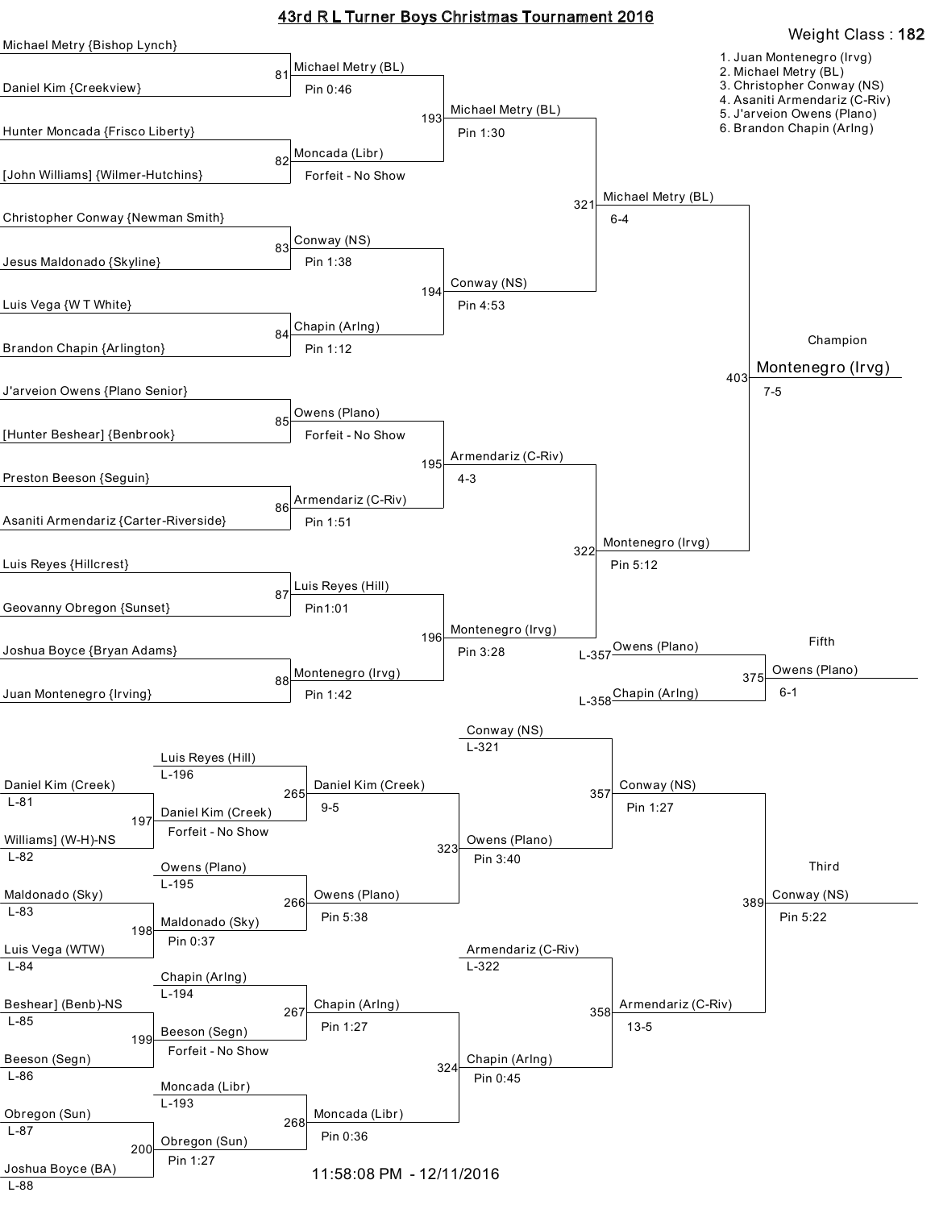# 43rd R L Turner Boys Christmas Tournament 2016

**Weight Class : 182**

1. Juan Montenegro (Irvg)
2. Michael Metry (BL)
3. Christopher Conway (NS)
4. Asaniti Armendariz (C-Riv)
5. J'arveion Owens (Plano)
6. Brandon Chapin (Arlng)

## Championship Bracket

| Bout | Wrestler 1 | Wrestler 2 | Winner | Result |
|---|---|---|---|---|
| 81 | Michael Metry {Bishop Lynch} | Daniel Kim {Creekview} | Michael Metry (BL) | Pin 0:46 |
| 82 | Hunter Moncada {Frisco Liberty} | [John Williams] {Wilmer-Hutchins} | Moncada (Libr) | Forfeit - No Show |
| 83 | Christopher Conway {Newman Smith} | Jesus Maldonado {Skyline} | Conway (NS) | Pin 1:38 |
| 84 | Luis Vega {W T White} | Brandon Chapin {Arlington} | Chapin (Arlng) | Pin 1:12 |
| 85 | J'arveion Owens {Plano Senior} | [Hunter Beshear] {Benbrook} | Owens (Plano) | Forfeit - No Show |
| 86 | Preston Beeson {Seguin} | Asaniti Armendariz {Carter-Riverside} | Armendariz (C-Riv) | Pin 1:51 |
| 87 | Luis Reyes {Hillcrest} | Geovanny Obregon {Sunset} | Luis Reyes (Hill) | Pin1:01 |
| 88 | Joshua Boyce {Bryan Adams} | Juan Montenegro {Irving} | Montenegro (Irvg) | Pin 1:42 |
| 193 | Michael Metry (BL) | Moncada (Libr) | Michael Metry (BL) | Pin 1:30 |
| 194 | Conway (NS) | Chapin (Arlng) | Conway (NS) | Pin 4:53 |
| 195 | Owens (Plano) | Armendariz (C-Riv) | Armendariz (C-Riv) | 4-3 |
| 196 | Luis Reyes (Hill) | Montenegro (Irvg) | Montenegro (Irvg) | Pin 3:28 |
| 321 | Michael Metry (BL) | Conway (NS) | Michael Metry (BL) | 6-4 |
| 322 | Armendariz (C-Riv) | Montenegro (Irvg) | Montenegro (Irvg) | Pin 5:12 |
| 403 | Michael Metry (BL) | Montenegro (Irvg) | **Champion: Montenegro (Irvg)** | 7-5 |

## Fifth Place

| Bout | Wrestler 1 | Wrestler 2 | Winner | Result |
|---|---|---|---|---|
| 375 | Owens (Plano) L-357 | Chapin (Arlng) L-358 | Owens (Plano) | 6-1 |

## Consolation Bracket

| Bout | Wrestler 1 | Wrestler 2 | Winner | Result |
|---|---|---|---|---|
| 197 | Daniel Kim (Creek) L-81 | Williams] (W-H)-NS L-82 | Daniel Kim (Creek) | Forfeit - No Show |
| 198 | Maldonado (Sky) L-83 | Luis Vega (WTW) L-84 | Maldonado (Sky) | Pin 0:37 |
| 199 | Beshear] (Benb)-NS L-85 | Beeson (Segn) L-86 | Beeson (Segn) | Forfeit - No Show |
| 200 | Obregon (Sun) L-87 | Joshua Boyce (BA) L-88 | Obregon (Sun) | Pin 1:27 |
| 265 | Luis Reyes (Hill) L-196 | Daniel Kim (Creek) | Daniel Kim (Creek) | 9-5 |
| 266 | Owens (Plano) L-195 | Maldonado (Sky) | Owens (Plano) | Pin 5:38 |
| 267 | Chapin (Arlng) L-194 | Beeson (Segn) | Chapin (Arlng) | Pin 1:27 |
| 268 | Moncada (Libr) L-193 | Obregon (Sun) | Moncada (Libr) | Pin 0:36 |
| 323 | Daniel Kim (Creek) | Owens (Plano) | Owens (Plano) | Pin 3:40 |
| 324 | Chapin (Arlng) | Moncada (Libr) | Chapin (Arlng) | Pin 0:45 |
| 357 | Conway (NS) L-321 | Owens (Plano) | Conway (NS) | Pin 1:27 |
| 358 | Armendariz (C-Riv) L-322 | Chapin (Arlng) | Armendariz (C-Riv) | 13-5 |
| 389 | Conway (NS) | Armendariz (C-Riv) | **Third: Conway (NS)** | Pin 5:22 |

11:58:08 PM - 12/11/2016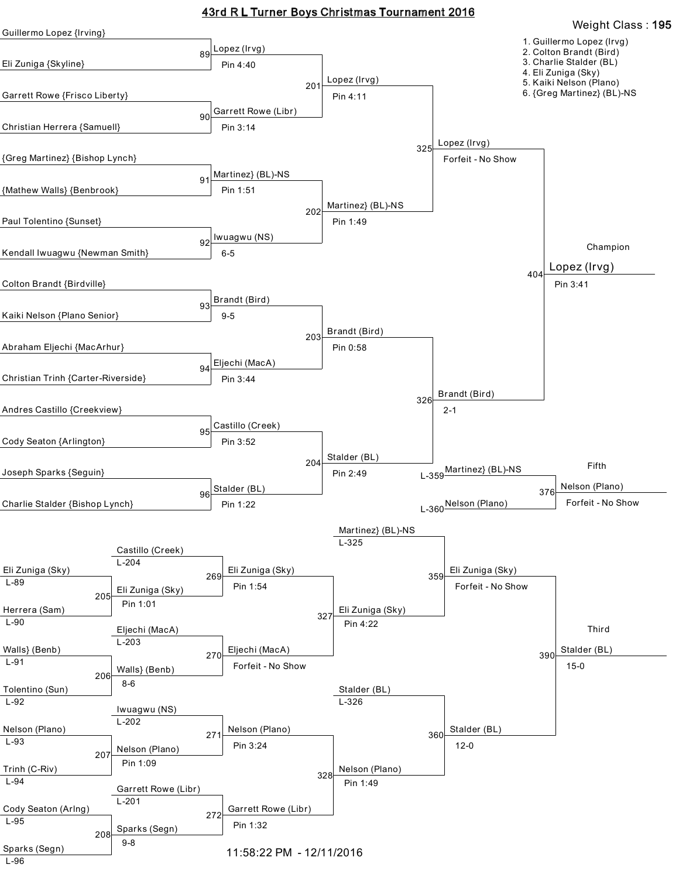# 43rd R L Turner Boys Christmas Tournament 2016

**Weight Class : 195**

1. Guillermo Lopez (Irvg)
2. Colton Brandt (Bird)
3. Charlie Stalder (BL)
4. Eli Zuniga (Sky)
5. Kaiki Nelson (Plano)
6. {Greg Martinez} (BL)-NS

## Championship Bracket

### First Round

| Bout | Wrestler 1 | Wrestler 2 | Winner | Result |
|---|---|---|---|---|
| 89 | Guillermo Lopez {Irving} | Eli Zuniga {Skyline} | Lopez (Irvg) | Pin 4:40 |
| 90 | Garrett Rowe {Frisco Liberty} | Christian Herrera {Samuell} | Garrett Rowe (Libr) | Pin 3:14 |
| 91 | {Greg Martinez} {Bishop Lynch} | {Mathew Walls} {Benbrook} | Martinez} (BL)-NS | Pin 1:51 |
| 92 | Paul Tolentino {Sunset} | Kendall Iwuagwu {Newman Smith} | Iwuagwu (NS) | 6-5 |
| 93 | Colton Brandt {Birdville} | Kaiki Nelson {Plano Senior} | Brandt (Bird) | 9-5 |
| 94 | Abraham Eljechi {MacArhur} | Christian Trinh {Carter-Riverside} | Eljechi (MacA) | Pin 3:44 |
| 95 | Andres Castillo {Creekview} | Cody Seaton {Arlington} | Castillo (Creek) | Pin 3:52 |
| 96 | Joseph Sparks {Seguin} | Charlie Stalder {Bishop Lynch} | Stalder (BL) | Pin 1:22 |

### Quarterfinals

| Bout | Winner | Result |
|---|---|---|
| 201 | Lopez (Irvg) | Pin 4:11 |
| 202 | Martinez} (BL)-NS | Pin 1:49 |
| 203 | Brandt (Bird) | Pin 0:58 |
| 204 | Stalder (BL) | Pin 2:49 |

### Semifinals

| Bout | Winner | Result |
|---|---|---|
| 325 | Lopez (Irvg) | Forfeit - No Show |
| 326 | Brandt (Bird) | 2-1 |

### Champion

| Bout | Winner | Result |
|---|---|---|
| 404 | Lopez (Irvg) | Pin 3:41 |

### Fifth

| Bout | Wrestler 1 | Wrestler 2 | Winner | Result |
|---|---|---|---|---|
| 376 | Martinez} (BL)-NS (L-359) | Nelson (Plano) (L-360) | Nelson (Plano) | Forfeit - No Show |

## Consolation Bracket

| Bout | Wrestler 1 | Wrestler 2 | Winner | Result |
|---|---|---|---|---|
| 205 | Eli Zuniga (Sky) (L-89) | Herrera (Sam) (L-90) | Eli Zuniga (Sky) | Pin 1:01 |
| 206 | Walls} (Benb) (L-91) | Tolentino (Sun) (L-92) | Walls} (Benb) | 8-6 |
| 207 | Nelson (Plano) (L-93) | Trinh (C-Riv) (L-94) | Nelson (Plano) | Pin 1:09 |
| 208 | Cody Seaton (Arlng) (L-95) | Sparks (Segn) (L-96) | Sparks (Segn) | 9-8 |
| 269 | Castillo (Creek) (L-204) | Eli Zuniga (Sky) | Eli Zuniga (Sky) | Pin 1:54 |
| 270 | Eljechi (MacA) (L-203) | Walls} (Benb) | Eljechi (MacA) | Forfeit - No Show |
| 271 | Iwuagwu (NS) (L-202) | Nelson (Plano) | Nelson (Plano) | Pin 3:24 |
| 272 | Garrett Rowe (Libr) (L-201) | Sparks (Segn) | Garrett Rowe (Libr) | Pin 1:32 |
| 327 | Eli Zuniga (Sky) | Eljechi (MacA) | Eli Zuniga (Sky) | Pin 4:22 |
| 328 | Nelson (Plano) | Garrett Rowe (Libr) | Nelson (Plano) | Pin 1:49 |
| 359 | Martinez} (BL)-NS (L-325) | Eli Zuniga (Sky) | Eli Zuniga (Sky) | Forfeit - No Show |
| 360 | Stalder (BL) (L-326) | Nelson (Plano) | Stalder (BL) | 12-0 |

### Third

| Bout | Wrestler 1 | Wrestler 2 | Winner | Result |
|---|---|---|---|---|
| 390 | Eli Zuniga (Sky) | Stalder (BL) | Stalder (BL) | 15-0 |

11:58:22 PM - 12/11/2016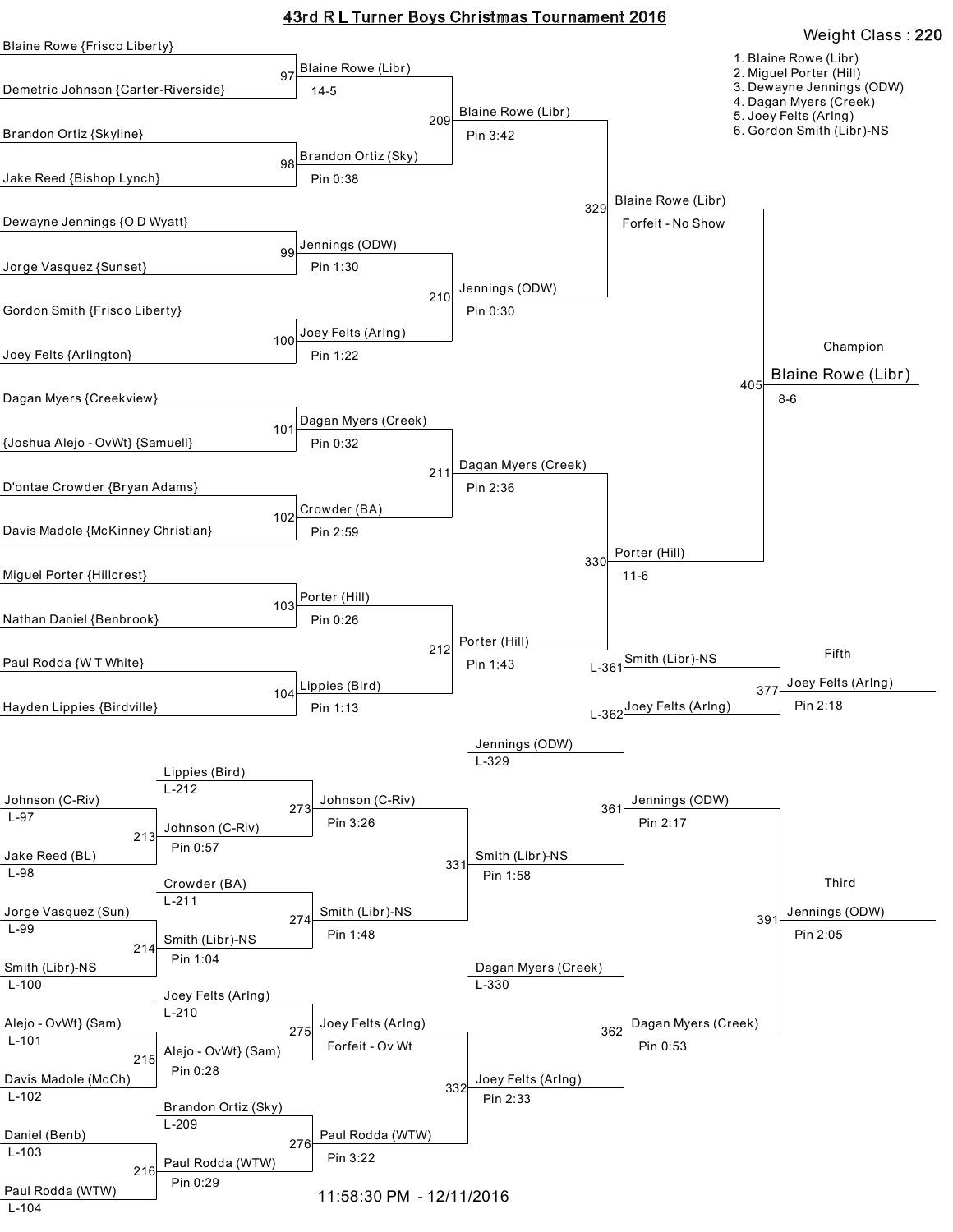# 43rd R L Turner Boys Christmas Tournament 2016

**Weight Class : 220**

1. Blaine Rowe (Libr)
2. Miguel Porter (Hill)
3. Dewayne Jennings (ODW)
4. Dagan Myers (Creek)
5. Joey Felts (Arlng)
6. Gordon Smith (Libr)-NS

## Championship Bracket

### First Round

| Bout | Wrestler 1 | Wrestler 2 | Winner | Result |
| --- | --- | --- | --- | --- |
| 97 | Blaine Rowe {Frisco Liberty} | Demetric Johnson {Carter-Riverside} | Blaine Rowe (Libr) | 14-5 |
| 98 | Brandon Ortiz {Skyline} | Jake Reed {Bishop Lynch} | Brandon Ortiz (Sky) | Pin 0:38 |
| 99 | Dewayne Jennings {O D Wyatt} | Jorge Vasquez {Sunset} | Jennings (ODW) | Pin 1:30 |
| 100 | Gordon Smith {Frisco Liberty} | Joey Felts {Arlington} | Joey Felts (Arlng) | Pin 1:22 |
| 101 | Dagan Myers {Creekview} | {Joshua Alejo - OvWt} {Samuell} | Dagan Myers (Creek) | Pin 0:32 |
| 102 | D'ontae Crowder {Bryan Adams} | Davis Madole {McKinney Christian} | Crowder (BA) | Pin 2:59 |
| 103 | Miguel Porter {Hillcrest} | Nathan Daniel {Benbrook} | Porter (Hill) | Pin 0:26 |
| 104 | Paul Rodda {W T White} | Hayden Lippies {Birdville} | Lippies (Bird) | Pin 1:13 |

### Quarterfinals

| Bout | Winner | Result |
| --- | --- | --- |
| 209 | Blaine Rowe (Libr) | Pin 3:42 |
| 210 | Jennings (ODW) | Pin 0:30 |
| 211 | Dagan Myers (Creek) | Pin 2:36 |
| 212 | Porter (Hill) | Pin 1:43 |

### Semifinals

| Bout | Winner | Result |
| --- | --- | --- |
| 329 | Blaine Rowe (Libr) | Forfeit - No Show |
| 330 | Porter (Hill) | 11-6 |

### Final

| Bout | Champion | Result |
| --- | --- | --- |
| 405 | Blaine Rowe (Libr) | 8-6 |

### Fifth Place

| Bout | Wrestler 1 | Wrestler 2 | Fifth | Result |
| --- | --- | --- | --- | --- |
| 377 | Smith (Libr)-NS (L-361) | Joey Felts (Arlng) (L-362) | Joey Felts (Arlng) | Pin 2:18 |

## Consolation Bracket

| Bout | Wrestler 1 | Wrestler 2 | Winner | Result |
| --- | --- | --- | --- | --- |
| 213 | Johnson (C-Riv) (L-97) | Jake Reed (BL) (L-98) | Johnson (C-Riv) | Pin 0:57 |
| 214 | Jorge Vasquez (Sun) (L-99) | Smith (Libr)-NS (L-100) | Smith (Libr)-NS | Pin 1:04 |
| 215 | Alejo - OvWt) (Sam) (L-101) | Davis Madole (McCh) (L-102) | Alejo - OvWt) (Sam) | Pin 0:28 |
| 216 | Daniel (Benb) (L-103) | Paul Rodda (WTW) (L-104) | Paul Rodda (WTW) | Pin 0:29 |
| 273 | Lippies (Bird) (L-212) | Johnson (C-Riv) | Johnson (C-Riv) | Pin 3:26 |
| 274 | Crowder (BA) (L-211) | Smith (Libr)-NS | Smith (Libr)-NS | Pin 1:48 |
| 275 | Joey Felts (Arlng) (L-210) | Alejo - OvWt) (Sam) | Joey Felts (Arlng) | Forfeit - Ov Wt |
| 276 | Brandon Ortiz (Sky) (L-209) | Paul Rodda (WTW) | Paul Rodda (WTW) | Pin 3:22 |
| 331 | Johnson (C-Riv) | Smith (Libr)-NS | Smith (Libr)-NS | Pin 1:58 |
| 332 | Joey Felts (Arlng) | Paul Rodda (WTW) | Joey Felts (Arlng) | Pin 2:33 |
| 361 | Jennings (ODW) (L-329) | Smith (Libr)-NS | Jennings (ODW) | Pin 2:17 |
| 362 | Dagan Myers (Creek) (L-330) | Joey Felts (Arlng) | Dagan Myers (Creek) | Pin 0:53 |

### Third Place

| Bout | Wrestler 1 | Wrestler 2 | Third | Result |
| --- | --- | --- | --- | --- |
| 391 | Jennings (ODW) | Dagan Myers (Creek) | Jennings (ODW) | Pin 2:05 |

11:58:30 PM - 12/11/2016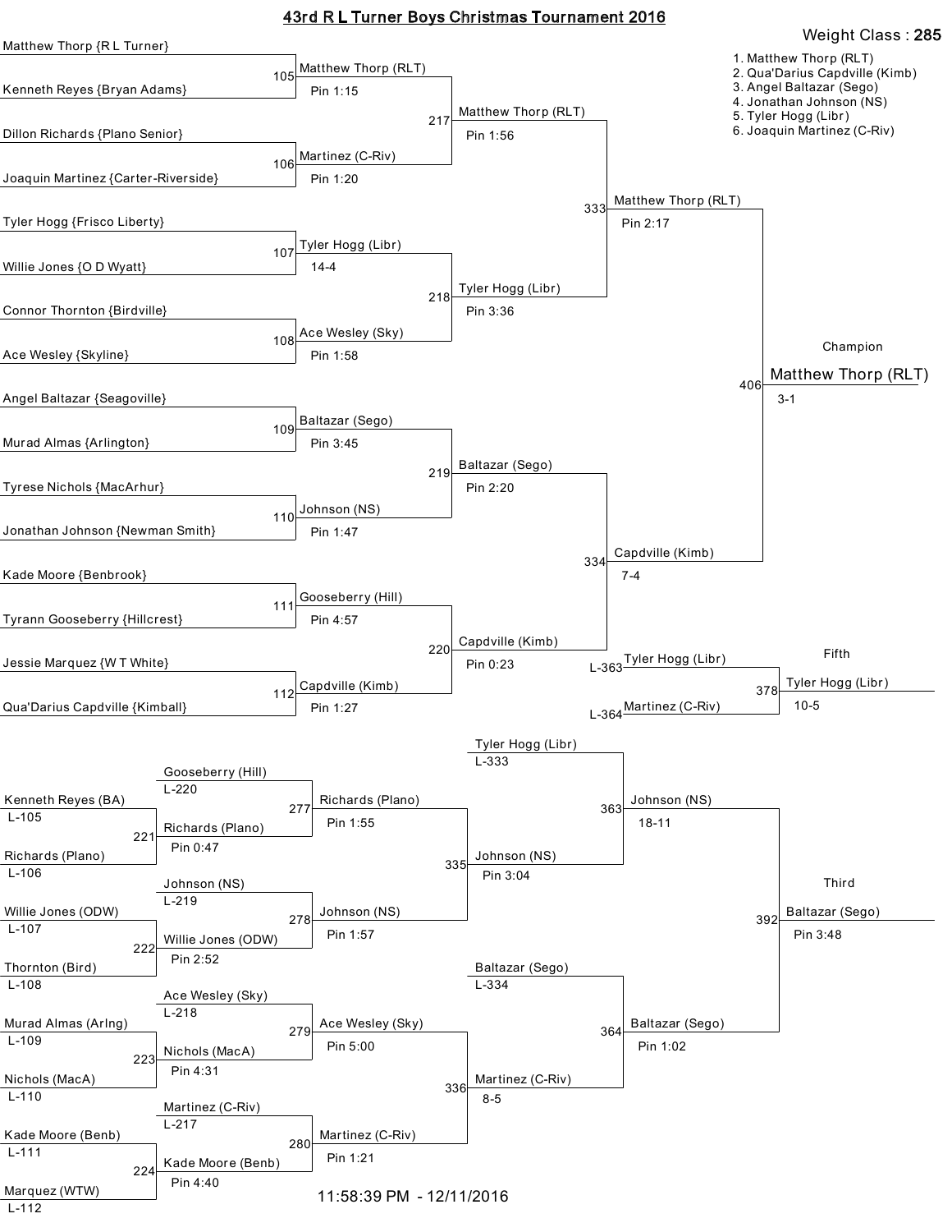# 43rd R L Turner Boys Christmas Tournament 2016

Weight Class : **285**

1. Matthew Thorp (RLT)
2. Qua'Darius Capdville (Kimb)
3. Angel Baltazar (Sego)
4. Jonathan Johnson (NS)
5. Tyler Hogg (Libr)
6. Joaquin Martinez (C-Riv)

## Championship Bracket

| Bout | Wrestler 1 | Wrestler 2 | Winner | Result |
| --- | --- | --- | --- | --- |
| 105 | Matthew Thorp {R L Turner} | Kenneth Reyes {Bryan Adams} | Matthew Thorp (RLT) | Pin 1:15 |
| 106 | Dillon Richards {Plano Senior} | Joaquin Martinez {Carter-Riverside} | Martinez (C-Riv) | Pin 1:20 |
| 107 | Tyler Hogg {Frisco Liberty} | Willie Jones {O D Wyatt} | Tyler Hogg (Libr) | 14-4 |
| 108 | Connor Thornton {Birdville} | Ace Wesley {Skyline} | Ace Wesley (Sky) | Pin 1:58 |
| 109 | Angel Baltazar {Seagoville} | Murad Almas {Arlington} | Baltazar (Sego) | Pin 3:45 |
| 110 | Tyrese Nichols {MacArhur} | Jonathan Johnson {Newman Smith} | Johnson (NS) | Pin 1:47 |
| 111 | Kade Moore {Benbrook} | Tyrann Gooseberry {Hillcrest} | Gooseberry (Hill) | Pin 4:57 |
| 112 | Jessie Marquez {W T White} | Qua'Darius Capdville {Kimball} | Capdville (Kimb) | Pin 1:27 |
| 217 | Matthew Thorp (RLT) | Martinez (C-Riv) | Matthew Thorp (RLT) | Pin 1:56 |
| 218 | Tyler Hogg (Libr) | Ace Wesley (Sky) | Tyler Hogg (Libr) | Pin 3:36 |
| 219 | Baltazar (Sego) | Johnson (NS) | Baltazar (Sego) | Pin 2:20 |
| 220 | Gooseberry (Hill) | Capdville (Kimb) | Capdville (Kimb) | Pin 0:23 |
| 333 | Matthew Thorp (RLT) | Tyler Hogg (Libr) | Matthew Thorp (RLT) | Pin 2:17 |
| 334 | Baltazar (Sego) | Capdville (Kimb) | Capdville (Kimb) | 7-4 |
| 406 | Matthew Thorp (RLT) | Capdville (Kimb) | **Champion: Matthew Thorp (RLT)** | 3-1 |

## Fifth Place

| Bout | Wrestler 1 | Wrestler 2 | Winner | Result |
| --- | --- | --- | --- | --- |
| 378 | Tyler Hogg (Libr) (L-363) | Martinez (C-Riv) (L-364) | Tyler Hogg (Libr) | 10-5 |

## Consolation Bracket

| Bout | Wrestler 1 | Wrestler 2 | Winner | Result |
| --- | --- | --- | --- | --- |
| 221 | Kenneth Reyes (BA) (L-105) | Richards (Plano) (L-106) | Richards (Plano) | Pin 0:47 |
| 222 | Willie Jones (ODW) (L-107) | Thornton (Bird) (L-108) | Willie Jones (ODW) | Pin 2:52 |
| 223 | Murad Almas (Arlng) (L-109) | Nichols (MacA) (L-110) | Nichols (MacA) | Pin 4:31 |
| 224 | Kade Moore (Benb) (L-111) | Marquez (WTW) (L-112) | Kade Moore (Benb) | Pin 4:40 |
| 277 | Gooseberry (Hill) (L-220) | Richards (Plano) | Richards (Plano) | Pin 1:55 |
| 278 | Johnson (NS) (L-219) | Willie Jones (ODW) | Johnson (NS) | Pin 1:57 |
| 279 | Ace Wesley (Sky) (L-218) | Nichols (MacA) | Ace Wesley (Sky) | Pin 5:00 |
| 280 | Martinez (C-Riv) (L-217) | Kade Moore (Benb) | Martinez (C-Riv) | Pin 1:21 |
| 335 | Richards (Plano) | Johnson (NS) | Johnson (NS) | Pin 3:04 |
| 336 | Ace Wesley (Sky) | Martinez (C-Riv) | Martinez (C-Riv) | 8-5 |
| 363 | Tyler Hogg (Libr) (L-333) | Johnson (NS) | Johnson (NS) | 18-11 |
| 364 | Baltazar (Sego) (L-334) | Martinez (C-Riv) | Baltazar (Sego) | Pin 1:02 |
| 392 | Johnson (NS) | Baltazar (Sego) | **Third: Baltazar (Sego)** | Pin 3:48 |

11:58:39 PM - 12/11/2016